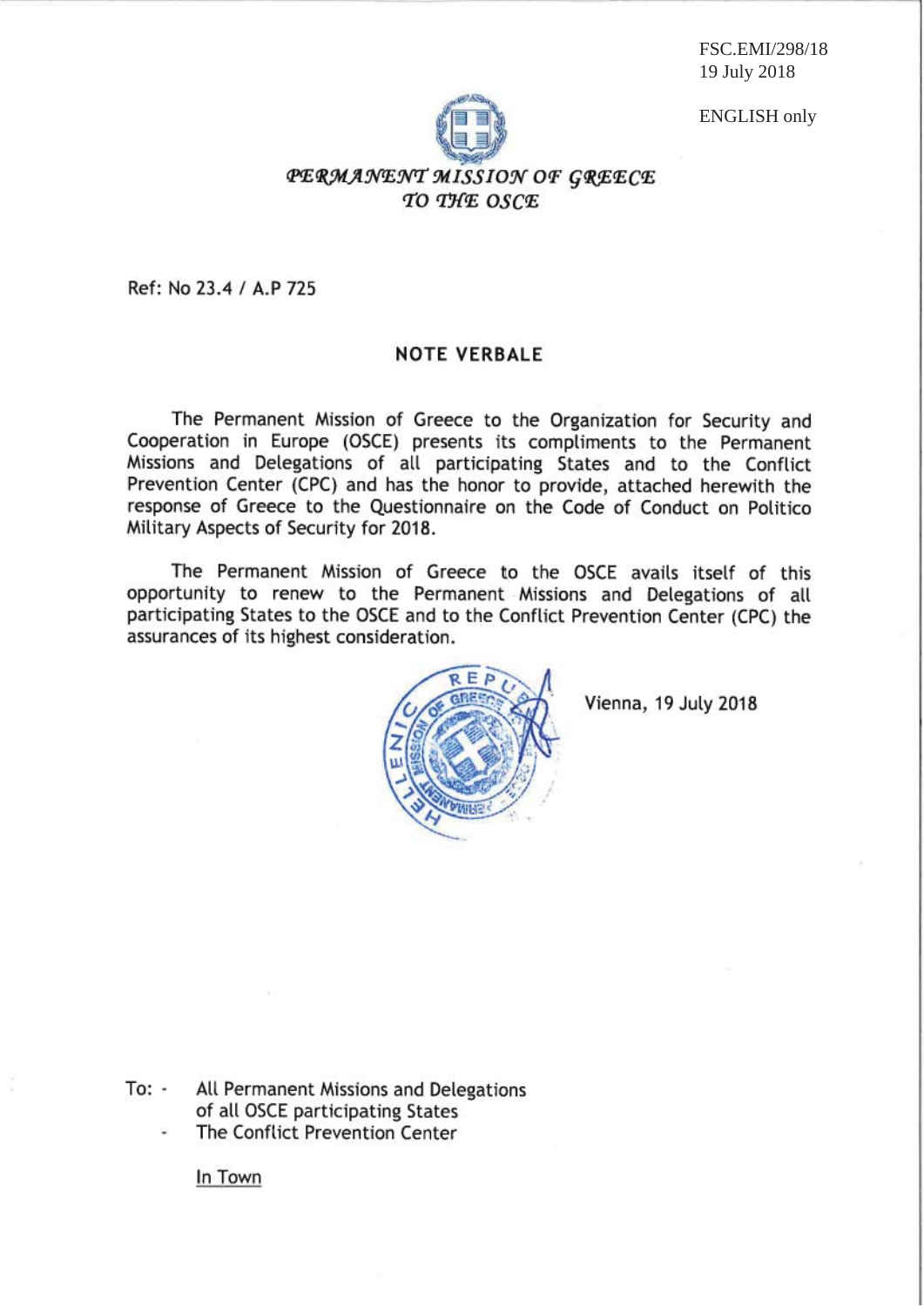FSC.EMI/298/18
19 July 2018

ENGLISH only

*PERMANENT MISSION OF GREECE*
*TO THE OSCE*

Ref: No 23.4 / A.P 725

## NOTE VERBALE

The Permanent Mission of Greece to the Organization for Security and Cooperation in Europe (OSCE) presents its compliments to the Permanent Missions and Delegations of all participating States and to the Conflict Prevention Center (CPC) and has the honor to provide, attached herewith the response of Greece to the Questionnaire on the Code of Conduct on Politico Military Aspects of Security for 2018.

The Permanent Mission of Greece to the OSCE avails itself of this opportunity to renew to the Permanent Missions and Delegations of all participating States to the OSCE and to the Conflict Prevention Center (CPC) the assurances of its highest consideration.

Vienna, 19 July 2018

To:
- All Permanent Missions and Delegations of all OSCE participating States
- The Conflict Prevention Center

In Town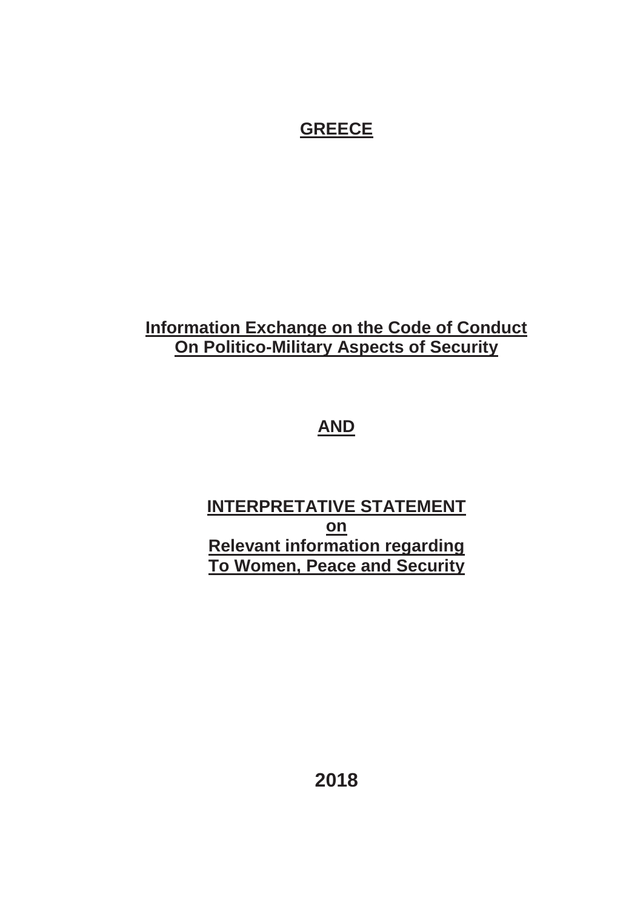# GREECE

## Information Exchange on the Code of Conduct On Politico-Military Aspects of Security

## AND

## INTERPRETATIVE STATEMENT on Relevant information regarding To Women, Peace and Security

**2018**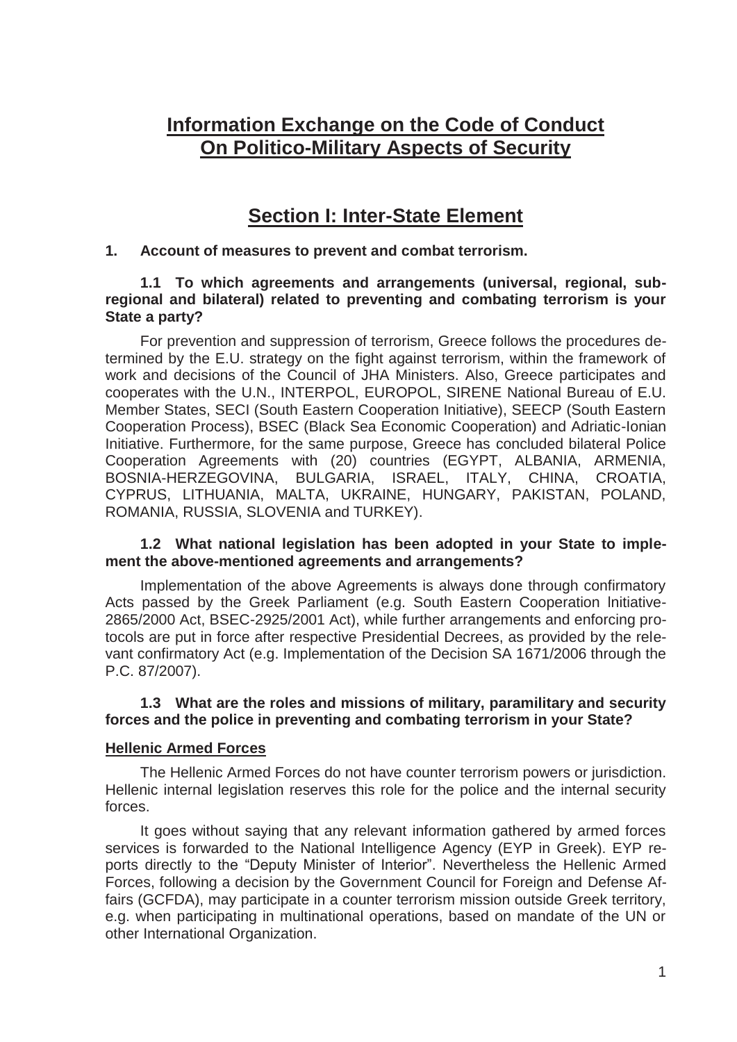# Information Exchange on the Code of Conduct On Politico-Military Aspects of Security

## Section I: Inter-State Element

### 1. Account of measures to prevent and combat terrorism.

#### 1.1 To which agreements and arrangements (universal, regional, sub-regional and bilateral) related to preventing and combating terrorism is your State a party?

For prevention and suppression of terrorism, Greece follows the procedures determined by the E.U. strategy on the fight against terrorism, within the framework of work and decisions of the Council of JHA Ministers. Also, Greece participates and cooperates with the U.N., INTERPOL, EUROPOL, SIRENE National Bureau of E.U. Member States, SECI (South Eastern Cooperation Initiative), SEECP (South Eastern Cooperation Process), BSEC (Black Sea Economic Cooperation) and Adriatic-Ionian Initiative. Furthermore, for the same purpose, Greece has concluded bilateral Police Cooperation Agreements with (20) countries (EGYPT, ALBANIA, ARMENIA, BOSNIA-HERZEGOVINA, BULGARIA, ISRAEL, ITALY, CHINA, CROATIA, CYPRUS, LITHUANIA, MALTA, UKRAINE, HUNGARY, PAKISTAN, POLAND, ROMANIA, RUSSIA, SLOVENIA and TURKEY).

#### 1.2 What national legislation has been adopted in your State to implement the above-mentioned agreements and arrangements?

Implementation of the above Agreements is always done through confirmatory Acts passed by the Greek Parliament (e.g. South Eastern Cooperation Initiative-2865/2000 Act, BSEC-2925/2001 Act), while further arrangements and enforcing protocols are put in force after respective Presidential Decrees, as provided by the relevant confirmatory Act (e.g. Implementation of the Decision SA 1671/2006 through the P.C. 87/2007).

#### 1.3 What are the roles and missions of military, paramilitary and security forces and the police in preventing and combating terrorism in your State?

**Hellenic Armed Forces**

The Hellenic Armed Forces do not have counter terrorism powers or jurisdiction. Hellenic internal legislation reserves this role for the police and the internal security forces.

It goes without saying that any relevant information gathered by armed forces services is forwarded to the National Intelligence Agency (EYP in Greek). EYP reports directly to the "Deputy Minister of Interior". Nevertheless the Hellenic Armed Forces, following a decision by the Government Council for Foreign and Defense Affairs (GCFDA), may participate in a counter terrorism mission outside Greek territory, e.g. when participating in multinational operations, based on mandate of the UN or other International Organization.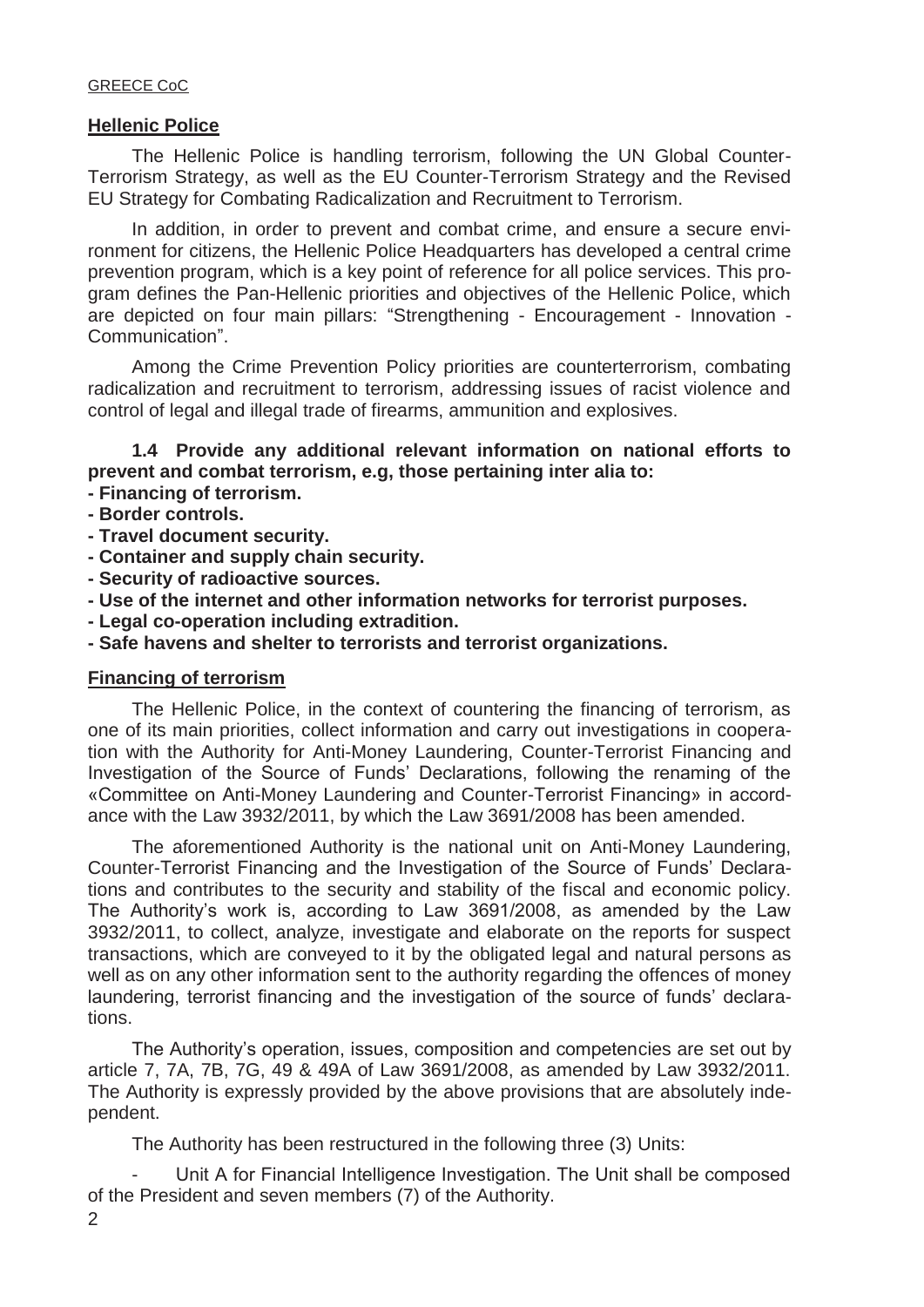## Hellenic Police

The Hellenic Police is handling terrorism, following the UN Global Counter-Terrorism Strategy, as well as the EU Counter-Terrorism Strategy and the Revised EU Strategy for Combating Radicalization and Recruitment to Terrorism.

In addition, in order to prevent and combat crime, and ensure a secure environment for citizens, the Hellenic Police Headquarters has developed a central crime prevention program, which is a key point of reference for all police services. This program defines the Pan-Hellenic priorities and objectives of the Hellenic Police, which are depicted on four main pillars: "Strengthening - Encouragement - Innovation - Communication".

Among the Crime Prevention Policy priorities are counterterrorism, combating radicalization and recruitment to terrorism, addressing issues of racist violence and control of legal and illegal trade of firearms, ammunition and explosives.

**1.4 Provide any additional relevant information on national efforts to prevent and combat terrorism, e.g, those pertaining inter alia to:**

- **Financing of terrorism.**
- **Border controls.**
- **Travel document security.**
- **Container and supply chain security.**
- **Security of radioactive sources.**
- **Use of the internet and other information networks for terrorist purposes.**
- **Legal co-operation including extradition.**
- **Safe havens and shelter to terrorists and terrorist organizations.**

## Financing of terrorism

The Hellenic Police, in the context of countering the financing of terrorism, as one of its main priorities, collect information and carry out investigations in cooperation with the Authority for Anti-Money Laundering, Counter-Terrorist Financing and Investigation of the Source of Funds' Declarations, following the renaming of the «Committee on Anti-Money Laundering and Counter-Terrorist Financing» in accordance with the Law 3932/2011, by which the Law 3691/2008 has been amended.

The aforementioned Authority is the national unit on Anti-Money Laundering, Counter-Terrorist Financing and the Investigation of the Source of Funds' Declarations and contributes to the security and stability of the fiscal and economic policy. The Authority's work is, according to Law 3691/2008, as amended by the Law 3932/2011, to collect, analyze, investigate and elaborate on the reports for suspect transactions, which are conveyed to it by the obligated legal and natural persons as well as on any other information sent to the authority regarding the offences of money laundering, terrorist financing and the investigation of the source of funds' declarations.

The Authority's operation, issues, composition and competencies are set out by article 7, 7A, 7B, 7G, 49 & 49A of Law 3691/2008, as amended by Law 3932/2011. The Authority is expressly provided by the above provisions that are absolutely independent.

The Authority has been restructured in the following three (3) Units:

- Unit A for Financial Intelligence Investigation. The Unit shall be composed of the President and seven members (7) of the Authority.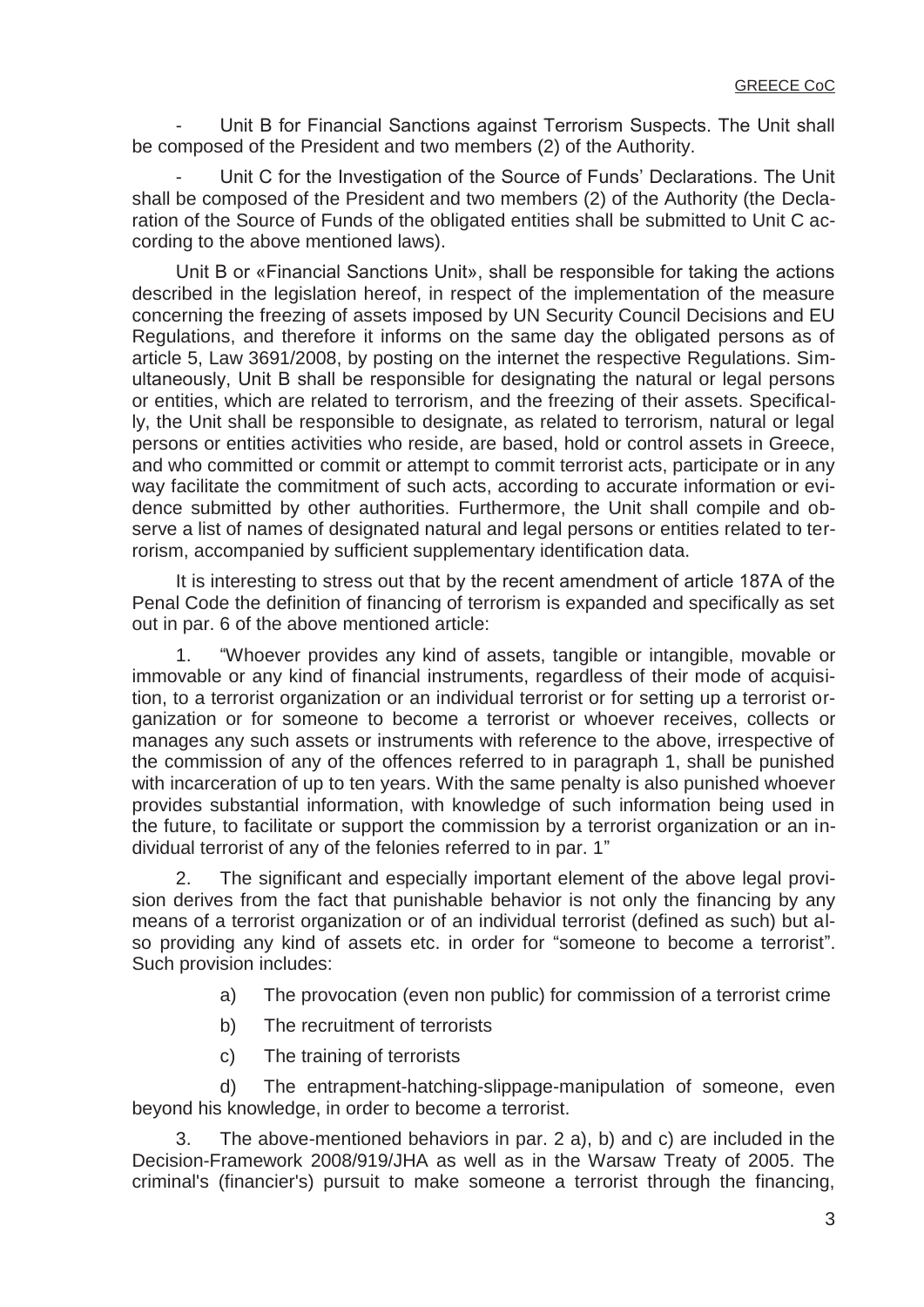- Unit B for Financial Sanctions against Terrorism Suspects. The Unit shall be composed of the President and two members (2) of the Authority.

- Unit C for the Investigation of the Source of Funds' Declarations. The Unit shall be composed of the President and two members (2) of the Authority (the Declaration of the Source of Funds of the obligated entities shall be submitted to Unit C according to the above mentioned laws).

Unit B or «Financial Sanctions Unit», shall be responsible for taking the actions described in the legislation hereof, in respect of the implementation of the measure concerning the freezing of assets imposed by UN Security Council Decisions and EU Regulations, and therefore it informs on the same day the obligated persons as of article 5, Law 3691/2008, by posting on the internet the respective Regulations. Simultaneously, Unit B shall be responsible for designating the natural or legal persons or entities, which are related to terrorism, and the freezing of their assets. Specifically, the Unit shall be responsible to designate, as related to terrorism, natural or legal persons or entities activities who reside, are based, hold or control assets in Greece, and who committed or commit or attempt to commit terrorist acts, participate or in any way facilitate the commitment of such acts, according to accurate information or evidence submitted by other authorities. Furthermore, the Unit shall compile and observe a list of names of designated natural and legal persons or entities related to terrorism, accompanied by sufficient supplementary identification data.

It is interesting to stress out that by the recent amendment of article 187A of the Penal Code the definition of financing of terrorism is expanded and specifically as set out in par. 6 of the above mentioned article:

1. "Whoever provides any kind of assets, tangible or intangible, movable or immovable or any kind of financial instruments, regardless of their mode of acquisition, to a terrorist organization or an individual terrorist or for setting up a terrorist organization or for someone to become a terrorist or whoever receives, collects or manages any such assets or instruments with reference to the above, irrespective of the commission of any of the offences referred to in paragraph 1, shall be punished with incarceration of up to ten years. With the same penalty is also punished whoever provides substantial information, with knowledge of such information being used in the future, to facilitate or support the commission by a terrorist organization or an individual terrorist of any of the felonies referred to in par. 1"

2. The significant and especially important element of the above legal provision derives from the fact that punishable behavior is not only the financing by any means of a terrorist organization or of an individual terrorist (defined as such) but also providing any kind of assets etc. in order for "someone to become a terrorist". Such provision includes:

   a) The provocation (even non public) for commission of a terrorist crime

   b) The recruitment of terrorists

   c) The training of terrorists

   d) The entrapment-hatching-slippage-manipulation of someone, even beyond his knowledge, in order to become a terrorist.

3. The above-mentioned behaviors in par. 2 a), b) and c) are included in the Decision-Framework 2008/919/JHA as well as in the Warsaw Treaty of 2005. The criminal's (financier's) pursuit to make someone a terrorist through the financing,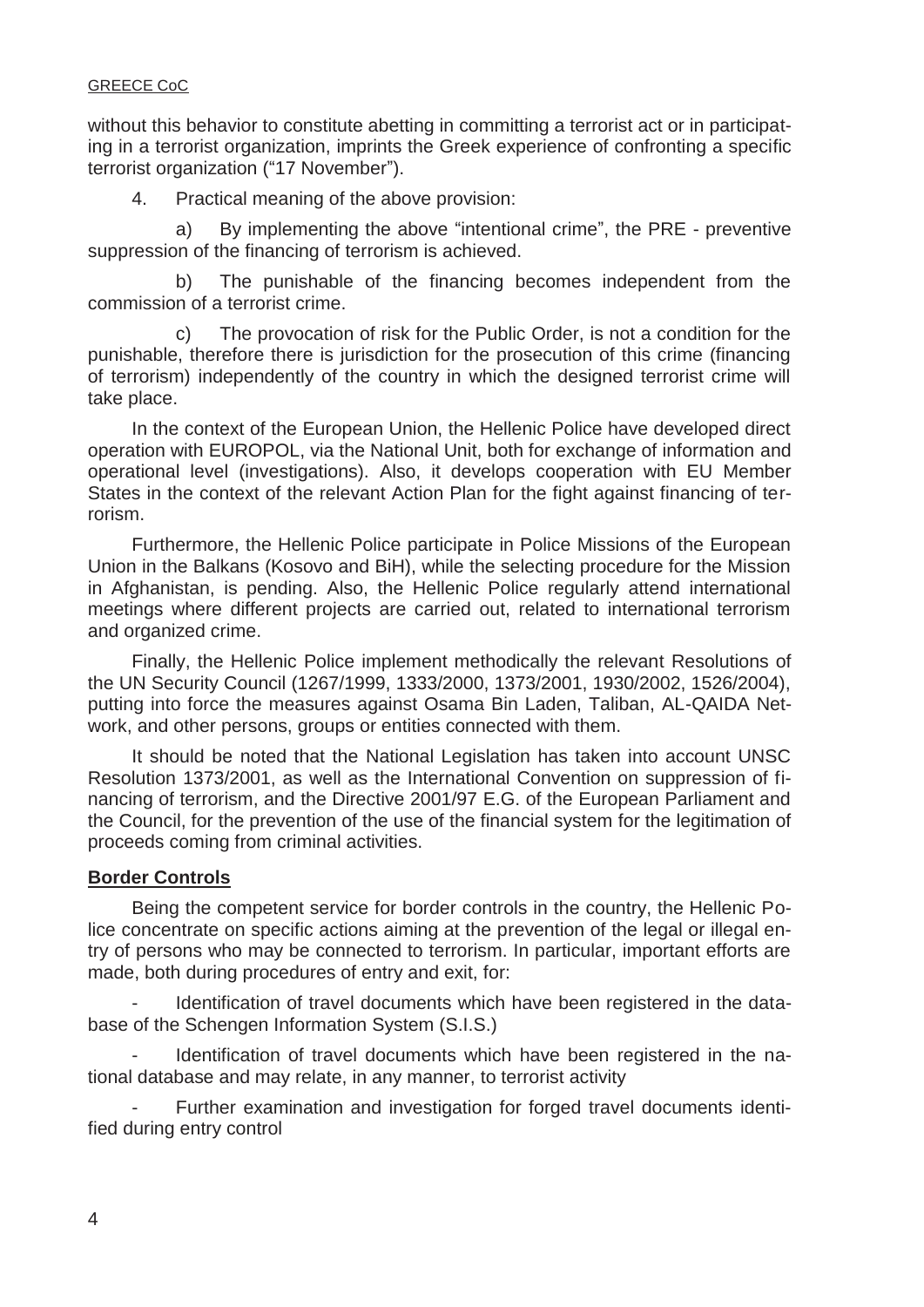without this behavior to constitute abetting in committing a terrorist act or in participating in a terrorist organization, imprints the Greek experience of confronting a specific terrorist organization ("17 November").

4. Practical meaning of the above provision:

a) By implementing the above "intentional crime", the PRE - preventive suppression of the financing of terrorism is achieved.

b) The punishable of the financing becomes independent from the commission of a terrorist crime.

c) The provocation of risk for the Public Order, is not a condition for the punishable, therefore there is jurisdiction for the prosecution of this crime (financing of terrorism) independently of the country in which the designed terrorist crime will take place.

In the context of the European Union, the Hellenic Police have developed direct operation with EUROPOL, via the National Unit, both for exchange of information and operational level (investigations). Also, it develops cooperation with EU Member States in the context of the relevant Action Plan for the fight against financing of terrorism.

Furthermore, the Hellenic Police participate in Police Missions of the European Union in the Balkans (Kosovo and BiH), while the selecting procedure for the Mission in Afghanistan, is pending. Also, the Hellenic Police regularly attend international meetings where different projects are carried out, related to international terrorism and organized crime.

Finally, the Hellenic Police implement methodically the relevant Resolutions of the UN Security Council (1267/1999, 1333/2000, 1373/2001, 1930/2002, 1526/2004), putting into force the measures against Osama Bin Laden, Taliban, AL-QAIDA Network, and other persons, groups or entities connected with them.

It should be noted that the National Legislation has taken into account UNSC Resolution 1373/2001, as well as the International Convention on suppression of financing of terrorism, and the Directive 2001/97 E.G. of the European Parliament and the Council, for the prevention of the use of the financial system for the legitimation of proceeds coming from criminal activities.

**Border Controls**

Being the competent service for border controls in the country, the Hellenic Police concentrate on specific actions aiming at the prevention of the legal or illegal entry of persons who may be connected to terrorism. In particular, important efforts are made, both during procedures of entry and exit, for:

- Identification of travel documents which have been registered in the database of the Schengen Information System (S.I.S.)
- Identification of travel documents which have been registered in the national database and may relate, in any manner, to terrorist activity
- Further examination and investigation for forged travel documents identified during entry control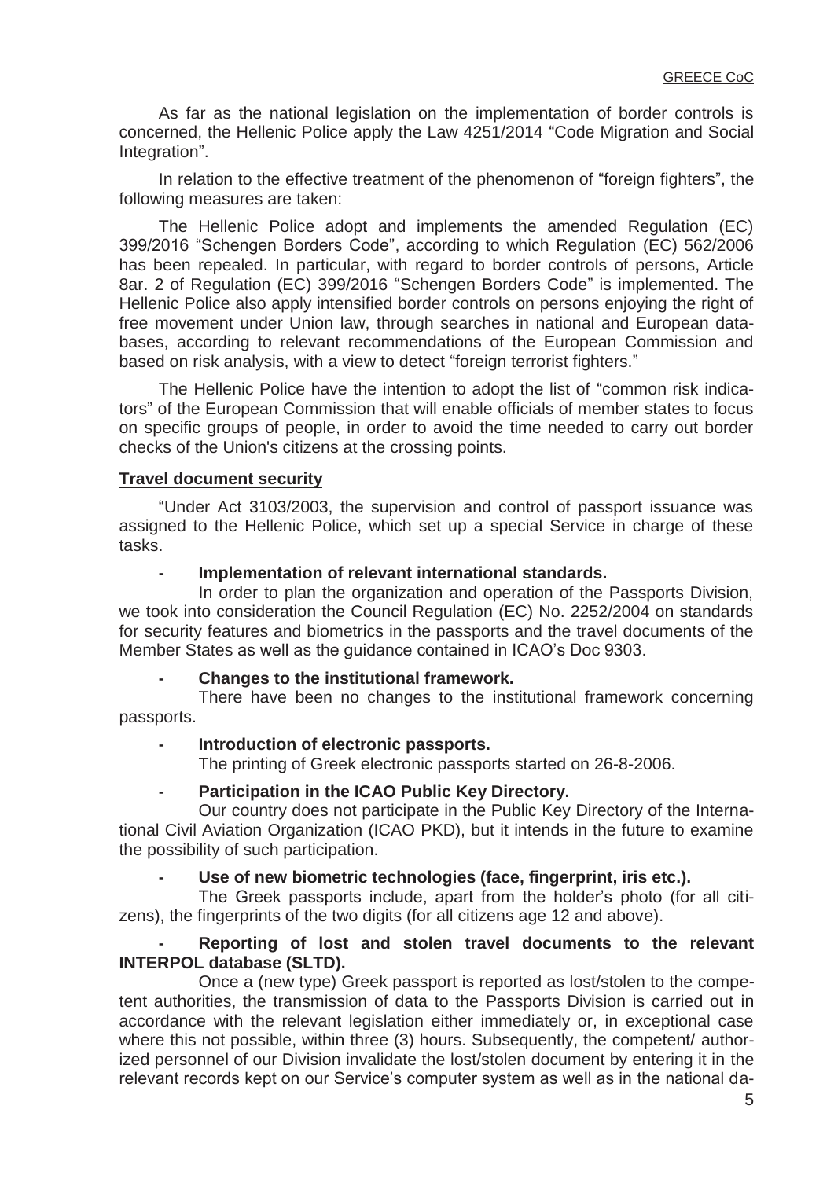As far as the national legislation on the implementation of border controls is concerned, the Hellenic Police apply the Law 4251/2014 "Code Migration and Social Integration".

In relation to the effective treatment of the phenomenon of "foreign fighters", the following measures are taken:

The Hellenic Police adopt and implements the amended Regulation (EC) 399/2016 "Schengen Borders Code", according to which Regulation (EC) 562/2006 has been repealed. In particular, with regard to border controls of persons, Article 8ar. 2 of Regulation (EC) 399/2016 "Schengen Borders Code" is implemented. The Hellenic Police also apply intensified border controls on persons enjoying the right of free movement under Union law, through searches in national and European databases, according to relevant recommendations of the European Commission and based on risk analysis, with a view to detect "foreign terrorist fighters."

The Hellenic Police have the intention to adopt the list of "common risk indicators" of the European Commission that will enable officials of member states to focus on specific groups of people, in order to avoid the time needed to carry out border checks of the Union's citizens at the crossing points.

**Travel document security**

"Under Act 3103/2003, the supervision and control of passport issuance was assigned to the Hellenic Police, which set up a special Service in charge of these tasks.

- **Implementation of relevant international standards.**

  In order to plan the organization and operation of the Passports Division, we took into consideration the Council Regulation (EC) No. 2252/2004 on standards for security features and biometrics in the passports and the travel documents of the Member States as well as the guidance contained in ICAO's Doc 9303.

- **Changes to the institutional framework.**

  There have been no changes to the institutional framework concerning passports.

- **Introduction of electronic passports.**

  The printing of Greek electronic passports started on 26-8-2006.

- **Participation in the ICAO Public Key Directory.**

  Our country does not participate in the Public Key Directory of the International Civil Aviation Organization (ICAO PKD), but it intends in the future to examine the possibility of such participation.

- **Use of new biometric technologies (face, fingerprint, iris etc.).**

  The Greek passports include, apart from the holder's photo (for all citizens), the fingerprints of the two digits (for all citizens age 12 and above).

- **Reporting of lost and stolen travel documents to the relevant INTERPOL database (SLTD).**

  Once a (new type) Greek passport is reported as lost/stolen to the competent authorities, the transmission of data to the Passports Division is carried out in accordance with the relevant legislation either immediately or, in exceptional case where this not possible, within three (3) hours. Subsequently, the competent/ authorized personnel of our Division invalidate the lost/stolen document by entering it in the relevant records kept on our Service's computer system as well as in the national da-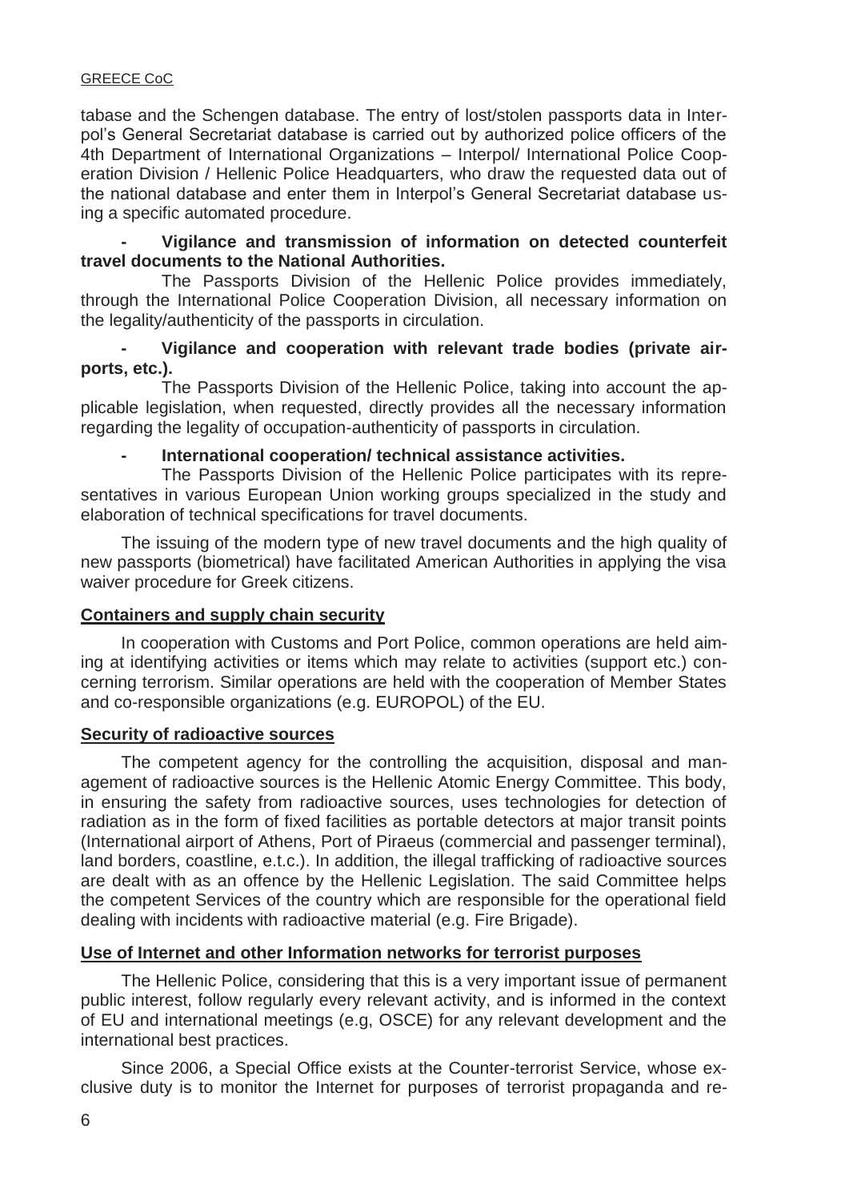tabase and the Schengen database. The entry of lost/stolen passports data in Interpol's General Secretariat database is carried out by authorized police officers of the 4th Department of International Organizations – Interpol/ International Police Cooperation Division / Hellenic Police Headquarters, who draw the requested data out of the national database and enter them in Interpol's General Secretariat database using a specific automated procedure.

- **Vigilance and transmission of information on detected counterfeit travel documents to the National Authorities.**

  The Passports Division of the Hellenic Police provides immediately, through the International Police Cooperation Division, all necessary information on the legality/authenticity of the passports in circulation.

- **Vigilance and cooperation with relevant trade bodies (private airports, etc.).**

  The Passports Division of the Hellenic Police, taking into account the applicable legislation, when requested, directly provides all the necessary information regarding the legality of occupation-authenticity of passports in circulation.

- **International cooperation/ technical assistance activities.**

  The Passports Division of the Hellenic Police participates with its representatives in various European Union working groups specialized in the study and elaboration of technical specifications for travel documents.

The issuing of the modern type of new travel documents and the high quality of new passports (biometrical) have facilitated American Authorities in applying the visa waiver procedure for Greek citizens.

**Containers and supply chain security**

In cooperation with Customs and Port Police, common operations are held aiming at identifying activities or items which may relate to activities (support etc.) concerning terrorism. Similar operations are held with the cooperation of Member States and co-responsible organizations (e.g. EUROPOL) of the EU.

**Security of radioactive sources**

The competent agency for the controlling the acquisition, disposal and management of radioactive sources is the Hellenic Atomic Energy Committee. This body, in ensuring the safety from radioactive sources, uses technologies for detection of radiation as in the form of fixed facilities as portable detectors at major transit points (International airport of Athens, Port of Piraeus (commercial and passenger terminal), land borders, coastline, e.t.c.). In addition, the illegal trafficking of radioactive sources are dealt with as an offence by the Hellenic Legislation. The said Committee helps the competent Services of the country which are responsible for the operational field dealing with incidents with radioactive material (e.g. Fire Brigade).

**Use of Internet and other Information networks for terrorist purposes**

The Hellenic Police, considering that this is a very important issue of permanent public interest, follow regularly every relevant activity, and is informed in the context of EU and international meetings (e.g, OSCE) for any relevant development and the international best practices.

Since 2006, a Special Office exists at the Counter-terrorist Service, whose exclusive duty is to monitor the Internet for purposes of terrorist propaganda and re-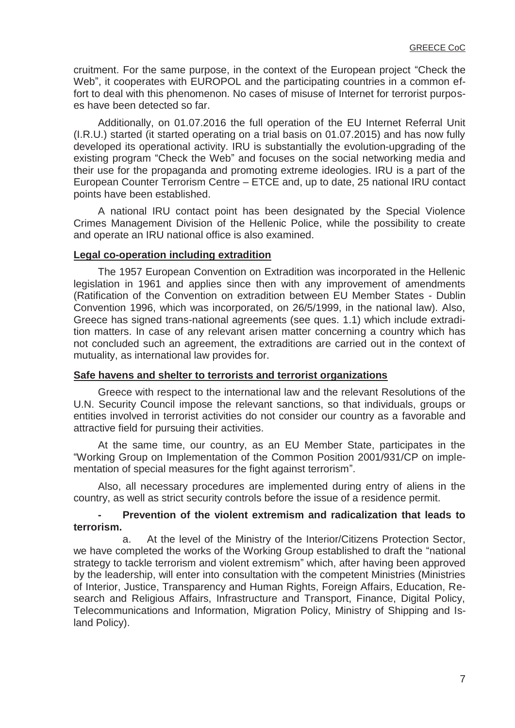cruitment. For the same purpose, in the context of the European project "Check the Web", it cooperates with EUROPOL and the participating countries in a common effort to deal with this phenomenon. No cases of misuse of Internet for terrorist purposes have been detected so far.

Additionally, on 01.07.2016 the full operation of the EU Internet Referral Unit (I.R.U.) started (it started operating on a trial basis on 01.07.2015) and has now fully developed its operational activity. IRU is substantially the evolution-upgrading of the existing program "Check the Web" and focuses on the social networking media and their use for the propaganda and promoting extreme ideologies. IRU is a part of the European Counter Terrorism Centre – ETCE and, up to date, 25 national IRU contact points have been established.

A national IRU contact point has been designated by the Special Violence Crimes Management Division of the Hellenic Police, while the possibility to create and operate an IRU national office is also examined.

**Legal co-operation including extradition**

The 1957 European Convention on Extradition was incorporated in the Hellenic legislation in 1961 and applies since then with any improvement of amendments (Ratification of the Convention on extradition between EU Member States - Dublin Convention 1996, which was incorporated, on 26/5/1999, in the national law). Also, Greece has signed trans-national agreements (see ques. 1.1) which include extradition matters. In case of any relevant arisen matter concerning a country which has not concluded such an agreement, the extraditions are carried out in the context of mutuality, as international law provides for.

**Safe havens and shelter to terrorists and terrorist organizations**

Greece with respect to the international law and the relevant Resolutions of the U.N. Security Council impose the relevant sanctions, so that individuals, groups or entities involved in terrorist activities do not consider our country as a favorable and attractive field for pursuing their activities.

At the same time, our country, as an EU Member State, participates in the "Working Group on Implementation of the Common Position 2001/931/CP on implementation of special measures for the fight against terrorism".

Also, all necessary procedures are implemented during entry of aliens in the country, as well as strict security controls before the issue of a residence permit.

**- Prevention of the violent extremism and radicalization that leads to terrorism.**

a. At the level of the Ministry of the Interior/Citizens Protection Sector, we have completed the works of the Working Group established to draft the "national strategy to tackle terrorism and violent extremism" which, after having been approved by the leadership, will enter into consultation with the competent Ministries (Ministries of Interior, Justice, Transparency and Human Rights, Foreign Affairs, Education, Research and Religious Affairs, Infrastructure and Transport, Finance, Digital Policy, Telecommunications and Information, Migration Policy, Ministry of Shipping and Island Policy).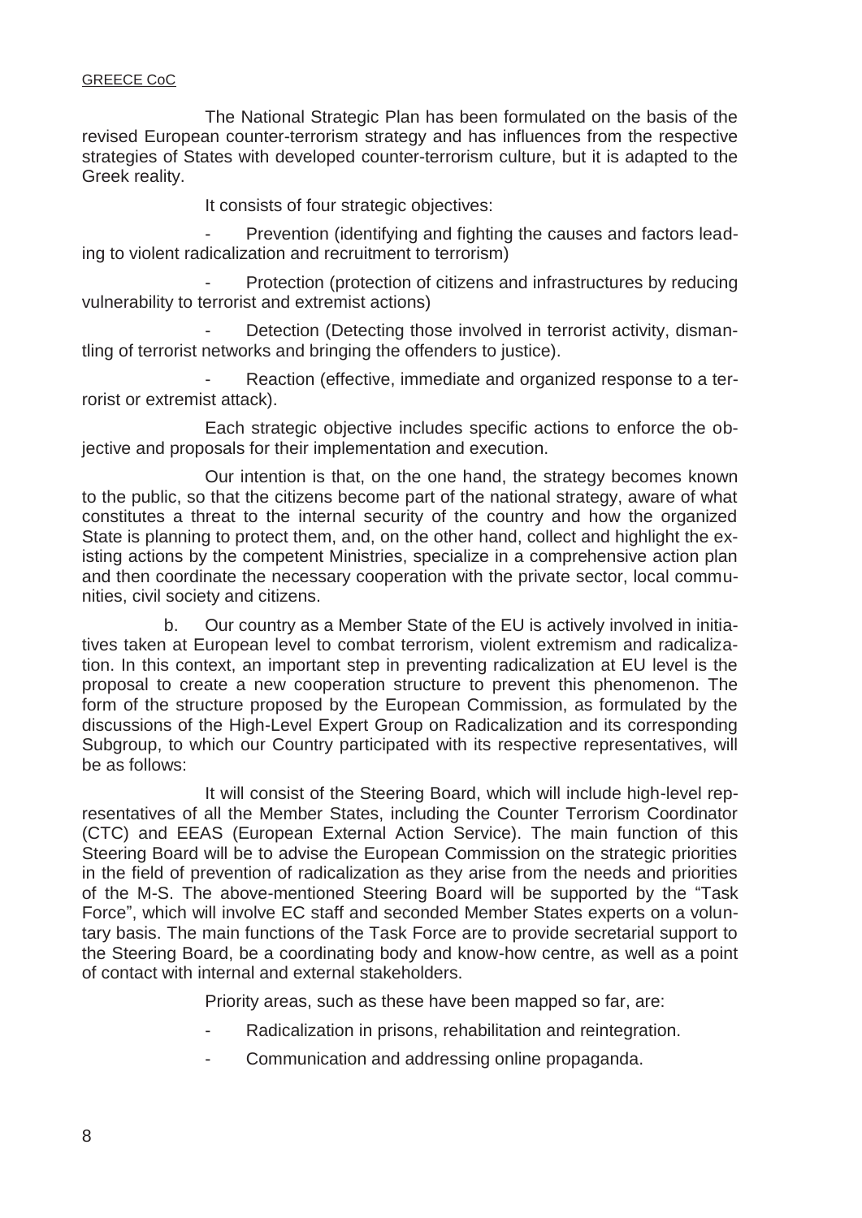The National Strategic Plan has been formulated on the basis of the revised European counter-terrorism strategy and has influences from the respective strategies of States with developed counter-terrorism culture, but it is adapted to the Greek reality.

It consists of four strategic objectives:

- Prevention (identifying and fighting the causes and factors leading to violent radicalization and recruitment to terrorism)
- Protection (protection of citizens and infrastructures by reducing vulnerability to terrorist and extremist actions)
- Detection (Detecting those involved in terrorist activity, dismantling of terrorist networks and bringing the offenders to justice).
- Reaction (effective, immediate and organized response to a terrorist or extremist attack).

Each strategic objective includes specific actions to enforce the objective and proposals for their implementation and execution.

Our intention is that, on the one hand, the strategy becomes known to the public, so that the citizens become part of the national strategy, aware of what constitutes a threat to the internal security of the country and how the organized State is planning to protect them, and, on the other hand, collect and highlight the existing actions by the competent Ministries, specialize in a comprehensive action plan and then coordinate the necessary cooperation with the private sector, local communities, civil society and citizens.

b. Our country as a Member State of the EU is actively involved in initiatives taken at European level to combat terrorism, violent extremism and radicalization. In this context, an important step in preventing radicalization at EU level is the proposal to create a new cooperation structure to prevent this phenomenon. The form of the structure proposed by the European Commission, as formulated by the discussions of the High-Level Expert Group on Radicalization and its corresponding Subgroup, to which our Country participated with its respective representatives, will be as follows:

It will consist of the Steering Board, which will include high-level representatives of all the Member States, including the Counter Terrorism Coordinator (CTC) and EEAS (European External Action Service). The main function of this Steering Board will be to advise the European Commission on the strategic priorities in the field of prevention of radicalization as they arise from the needs and priorities of the M-S. The above-mentioned Steering Board will be supported by the "Task Force", which will involve EC staff and seconded Member States experts on a voluntary basis. The main functions of the Task Force are to provide secretarial support to the Steering Board, be a coordinating body and know-how centre, as well as a point of contact with internal and external stakeholders.

Priority areas, such as these have been mapped so far, are:

- Radicalization in prisons, rehabilitation and reintegration.
- Communication and addressing online propaganda.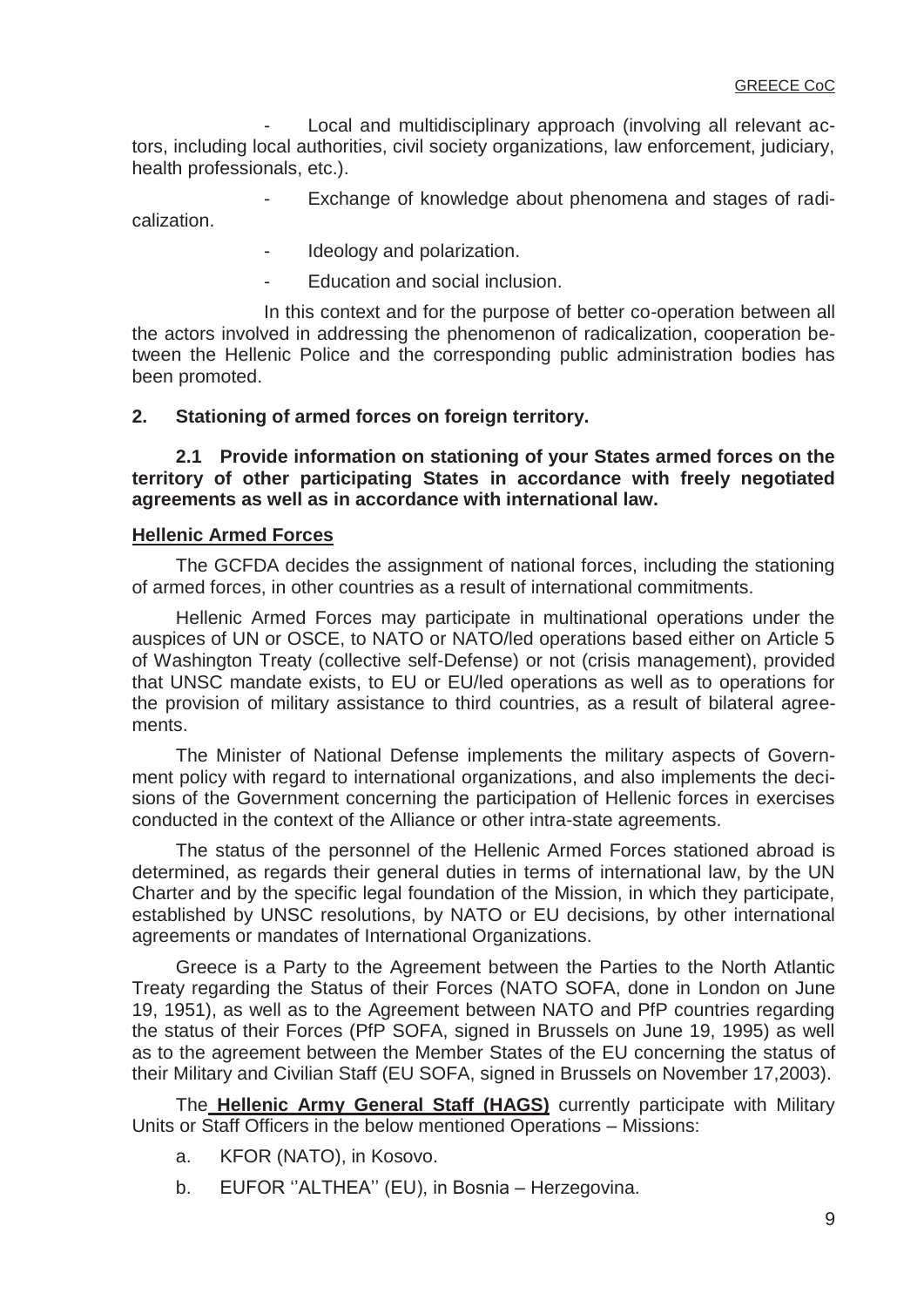- Local and multidisciplinary approach (involving all relevant actors, including local authorities, civil society organizations, law enforcement, judiciary, health professionals, etc.).
- Exchange of knowledge about phenomena and stages of radicalization.
- Ideology and polarization.
- Education and social inclusion.

In this context and for the purpose of better co-operation between all the actors involved in addressing the phenomenon of radicalization, cooperation between the Hellenic Police and the corresponding public administration bodies has been promoted.

## 2. Stationing of armed forces on foreign territory.

### 2.1 Provide information on stationing of your States armed forces on the territory of other participating States in accordance with freely negotiated agreements as well as in accordance with international law.

**Hellenic Armed Forces**

The GCFDA decides the assignment of national forces, including the stationing of armed forces, in other countries as a result of international commitments.

Hellenic Armed Forces may participate in multinational operations under the auspices of UN or OSCE, to NATO or NATO/led operations based either on Article 5 of Washington Treaty (collective self-Defense) or not (crisis management), provided that UNSC mandate exists, to EU or EU/led operations as well as to operations for the provision of military assistance to third countries, as a result of bilateral agreements.

The Minister of National Defense implements the military aspects of Government policy with regard to international organizations, and also implements the decisions of the Government concerning the participation of Hellenic forces in exercises conducted in the context of the Alliance or other intra-state agreements.

The status of the personnel of the Hellenic Armed Forces stationed abroad is determined, as regards their general duties in terms of international law, by the UN Charter and by the specific legal foundation of the Mission, in which they participate, established by UNSC resolutions, by NATO or EU decisions, by other international agreements or mandates of International Organizations.

Greece is a Party to the Agreement between the Parties to the North Atlantic Treaty regarding the Status of their Forces (NATO SOFA, done in London on June 19, 1951), as well as to the Agreement between NATO and PfP countries regarding the status of their Forces (PfP SOFA, signed in Brussels on June 19, 1995) as well as to the agreement between the Member States of the EU concerning the status of their Military and Civilian Staff (EU SOFA, signed in Brussels on November 17,2003).

The **Hellenic Army General Staff (HAGS)** currently participate with Military Units or Staff Officers in the below mentioned Operations – Missions:

a. KFOR (NATO), in Kosovo.

b. EUFOR ''ALTHEA'' (EU), in Bosnia – Herzegovina.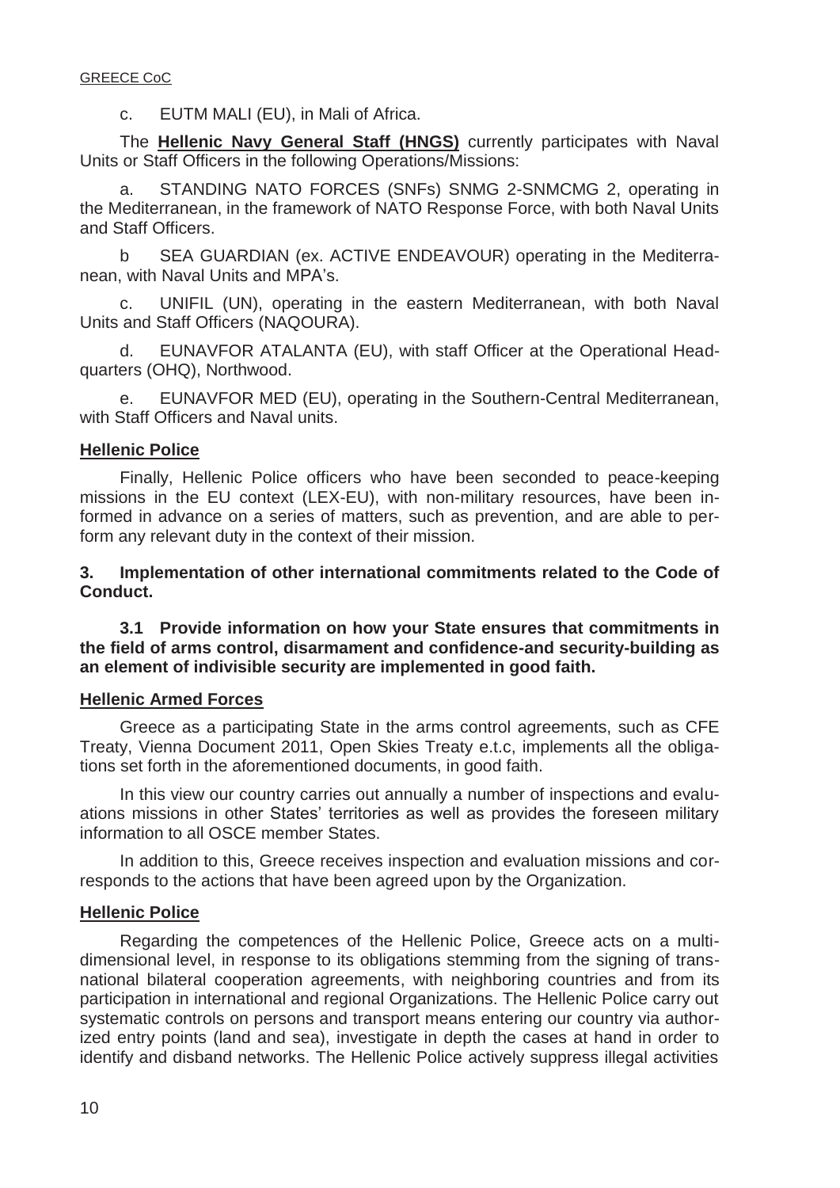c. EUTM MALI (EU), in Mali of Africa.

The **Hellenic Navy General Staff (HNGS)** currently participates with Naval Units or Staff Officers in the following Operations/Missions:

a. STANDING NATO FORCES (SNFs) SNMG 2-SNMCMG 2, operating in the Mediterranean, in the framework of NATO Response Force, with both Naval Units and Staff Officers.

b SEA GUARDIAN (ex. ACTIVE ENDEAVOUR) operating in the Mediterranean, with Naval Units and MPA's.

c. UNIFIL (UN), operating in the eastern Mediterranean, with both Naval Units and Staff Officers (NAQOURA).

d. EUNAVFOR ATALANTA (EU), with staff Officer at the Operational Headquarters (OHQ), Northwood.

e. EUNAVFOR MED (EU), operating in the Southern-Central Mediterranean, with Staff Officers and Naval units.

**Hellenic Police**

Finally, Hellenic Police officers who have been seconded to peace-keeping missions in the EU context (LEX-EU), with non-military resources, have been informed in advance on a series of matters, such as prevention, and are able to perform any relevant duty in the context of their mission.

### 3. Implementation of other international commitments related to the Code of Conduct.

**3.1 Provide information on how your State ensures that commitments in the field of arms control, disarmament and confidence-and security-building as an element of indivisible security are implemented in good faith.**

**Hellenic Armed Forces**

Greece as a participating State in the arms control agreements, such as CFE Treaty, Vienna Document 2011, Open Skies Treaty e.t.c, implements all the obligations set forth in the aforementioned documents, in good faith.

In this view our country carries out annually a number of inspections and evaluations missions in other States' territories as well as provides the foreseen military information to all OSCE member States.

In addition to this, Greece receives inspection and evaluation missions and corresponds to the actions that have been agreed upon by the Organization.

**Hellenic Police**

Regarding the competences of the Hellenic Police, Greece acts on a multidimensional level, in response to its obligations stemming from the signing of transnational bilateral cooperation agreements, with neighboring countries and from its participation in international and regional Organizations. The Hellenic Police carry out systematic controls on persons and transport means entering our country via authorized entry points (land and sea), investigate in depth the cases at hand in order to identify and disband networks. The Hellenic Police actively suppress illegal activities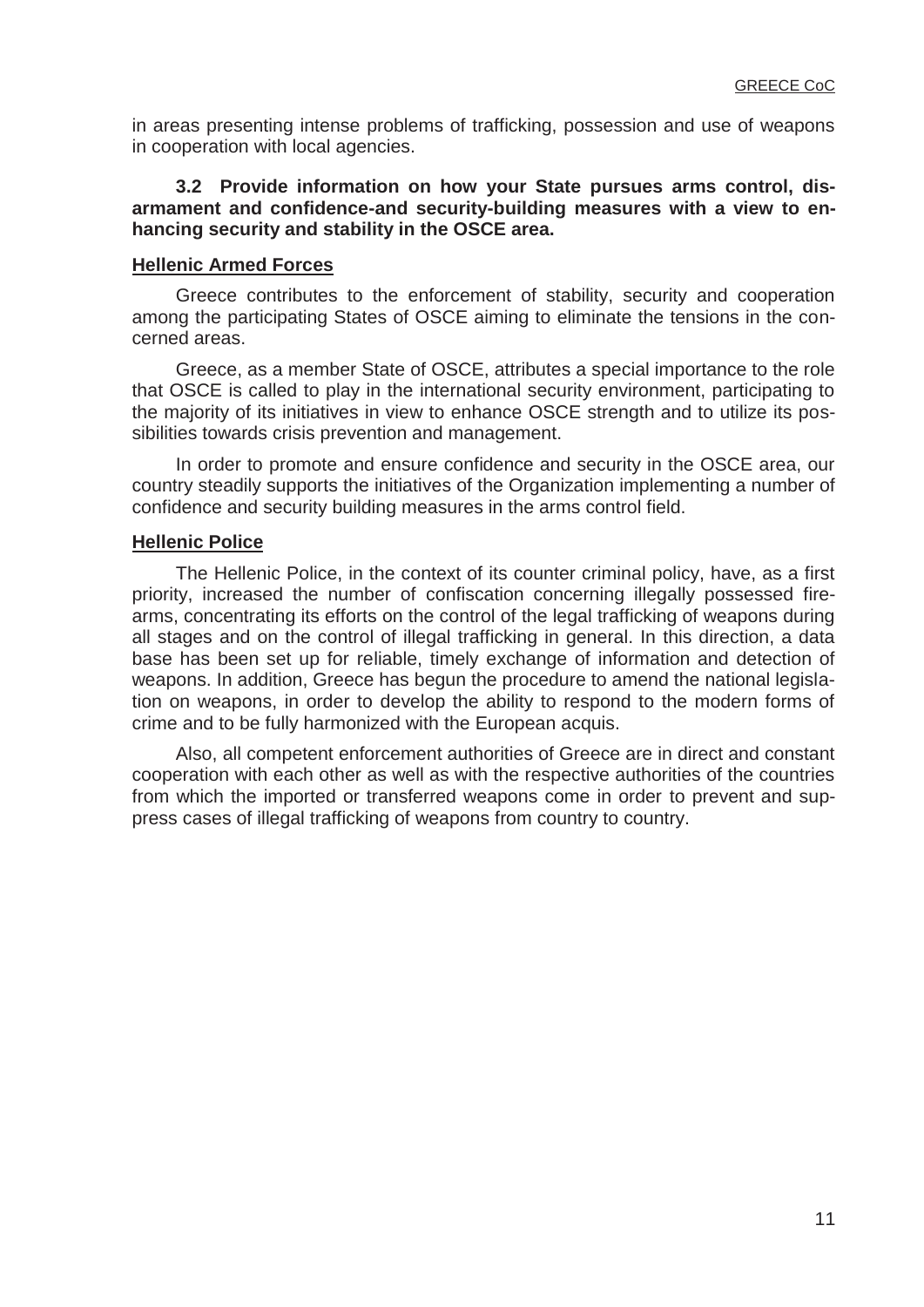in areas presenting intense problems of trafficking, possession and use of weapons in cooperation with local agencies.

**3.2 Provide information on how your State pursues arms control, disarmament and confidence-and security-building measures with a view to enhancing security and stability in the OSCE area.**

**Hellenic Armed Forces**

Greece contributes to the enforcement of stability, security and cooperation among the participating States of OSCE aiming to eliminate the tensions in the concerned areas.

Greece, as a member State of OSCE, attributes a special importance to the role that OSCE is called to play in the international security environment, participating to the majority of its initiatives in view to enhance OSCE strength and to utilize its possibilities towards crisis prevention and management.

In order to promote and ensure confidence and security in the OSCE area, our country steadily supports the initiatives of the Organization implementing a number of confidence and security building measures in the arms control field.

**Hellenic Police**

The Hellenic Police, in the context of its counter criminal policy, have, as a first priority, increased the number of confiscation concerning illegally possessed firearms, concentrating its efforts on the control of the legal trafficking of weapons during all stages and on the control of illegal trafficking in general. In this direction, a data base has been set up for reliable, timely exchange of information and detection of weapons. In addition, Greece has begun the procedure to amend the national legislation on weapons, in order to develop the ability to respond to the modern forms of crime and to be fully harmonized with the European acquis.

Also, all competent enforcement authorities of Greece are in direct and constant cooperation with each other as well as with the respective authorities of the countries from which the imported or transferred weapons come in order to prevent and suppress cases of illegal trafficking of weapons from country to country.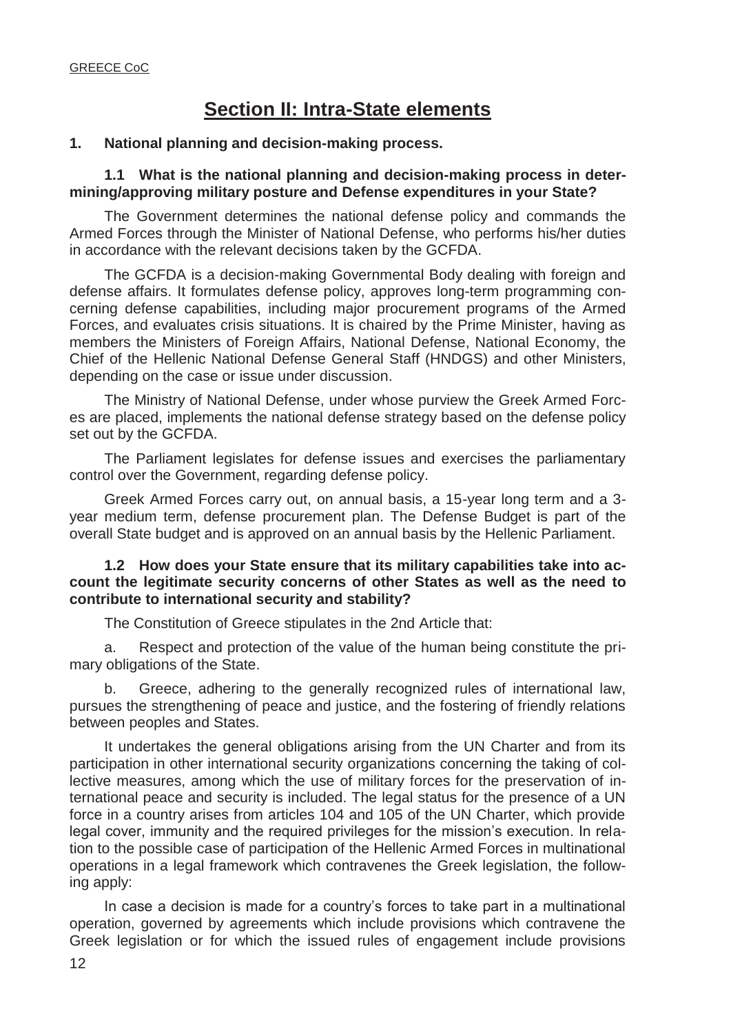# Section II: Intra-State elements

## 1. National planning and decision-making process.

### 1.1 What is the national planning and decision-making process in determining/approving military posture and Defense expenditures in your State?

The Government determines the national defense policy and commands the Armed Forces through the Minister of National Defense, who performs his/her duties in accordance with the relevant decisions taken by the GCFDA.

The GCFDA is a decision-making Governmental Body dealing with foreign and defense affairs. It formulates defense policy, approves long-term programming concerning defense capabilities, including major procurement programs of the Armed Forces, and evaluates crisis situations. It is chaired by the Prime Minister, having as members the Ministers of Foreign Affairs, National Defense, National Economy, the Chief of the Hellenic National Defense General Staff (HNDGS) and other Ministers, depending on the case or issue under discussion.

The Ministry of National Defense, under whose purview the Greek Armed Forces are placed, implements the national defense strategy based on the defense policy set out by the GCFDA.

The Parliament legislates for defense issues and exercises the parliamentary control over the Government, regarding defense policy.

Greek Armed Forces carry out, on annual basis, a 15-year long term and a 3-year medium term, defense procurement plan. The Defense Budget is part of the overall State budget and is approved on an annual basis by the Hellenic Parliament.

### 1.2 How does your State ensure that its military capabilities take into account the legitimate security concerns of other States as well as the need to contribute to international security and stability?

The Constitution of Greece stipulates in the 2nd Article that:

a. Respect and protection of the value of the human being constitute the primary obligations of the State.

b. Greece, adhering to the generally recognized rules of international law, pursues the strengthening of peace and justice, and the fostering of friendly relations between peoples and States.

It undertakes the general obligations arising from the UN Charter and from its participation in other international security organizations concerning the taking of collective measures, among which the use of military forces for the preservation of international peace and security is included. The legal status for the presence of a UN force in a country arises from articles 104 and 105 of the UN Charter, which provide legal cover, immunity and the required privileges for the mission's execution. In relation to the possible case of participation of the Hellenic Armed Forces in multinational operations in a legal framework which contravenes the Greek legislation, the following apply:

In case a decision is made for a country's forces to take part in a multinational operation, governed by agreements which include provisions which contravene the Greek legislation or for which the issued rules of engagement include provisions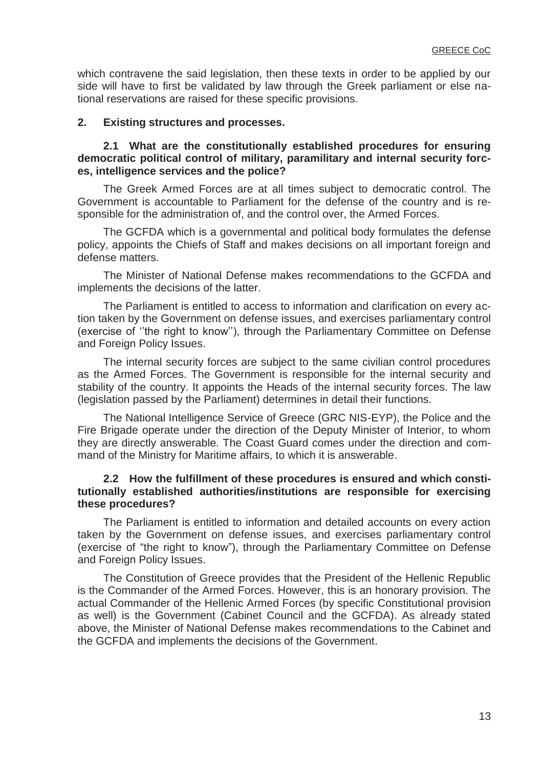which contravene the said legislation, then these texts in order to be applied by our side will have to first be validated by law through the Greek parliament or else national reservations are raised for these specific provisions.

## 2. Existing structures and processes.

### 2.1 What are the constitutionally established procedures for ensuring democratic political control of military, paramilitary and internal security forces, intelligence services and the police?

The Greek Armed Forces are at all times subject to democratic control. The Government is accountable to Parliament for the defense of the country and is responsible for the administration of, and the control over, the Armed Forces.

The GCFDA which is a governmental and political body formulates the defense policy, appoints the Chiefs of Staff and makes decisions on all important foreign and defense matters.

The Minister of National Defense makes recommendations to the GCFDA and implements the decisions of the latter.

The Parliament is entitled to access to information and clarification on every action taken by the Government on defense issues, and exercises parliamentary control (exercise of ''the right to know''), through the Parliamentary Committee on Defense and Foreign Policy Issues.

The internal security forces are subject to the same civilian control procedures as the Armed Forces. The Government is responsible for the internal security and stability of the country. It appoints the Heads of the internal security forces. The law (legislation passed by the Parliament) determines in detail their functions.

The National Intelligence Service of Greece (GRC NIS-EYP), the Police and the Fire Brigade operate under the direction of the Deputy Minister of Interior, to whom they are directly answerable. The Coast Guard comes under the direction and command of the Ministry for Maritime affairs, to which it is answerable.

### 2.2 How the fulfillment of these procedures is ensured and which constitutionally established authorities/institutions are responsible for exercising these procedures?

The Parliament is entitled to information and detailed accounts on every action taken by the Government on defense issues, and exercises parliamentary control (exercise of "the right to know"), through the Parliamentary Committee on Defense and Foreign Policy Issues.

The Constitution of Greece provides that the President of the Hellenic Republic is the Commander of the Armed Forces. However, this is an honorary provision. The actual Commander of the Hellenic Armed Forces (by specific Constitutional provision as well) is the Government (Cabinet Council and the GCFDA). As already stated above, the Minister of National Defense makes recommendations to the Cabinet and the GCFDA and implements the decisions of the Government.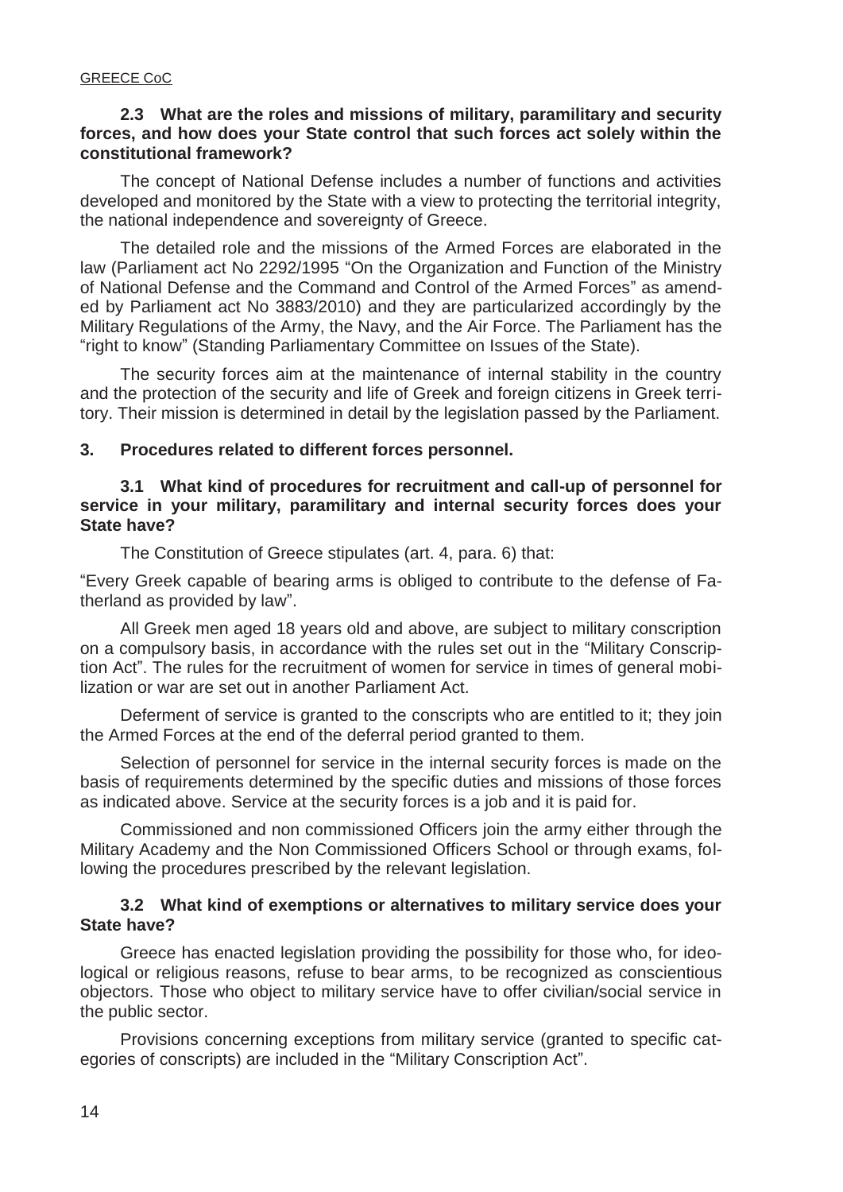### 2.3 What are the roles and missions of military, paramilitary and security forces, and how does your State control that such forces act solely within the constitutional framework?

The concept of National Defense includes a number of functions and activities developed and monitored by the State with a view to protecting the territorial integrity, the national independence and sovereignty of Greece.

The detailed role and the missions of the Armed Forces are elaborated in the law (Parliament act No 2292/1995 "On the Organization and Function of the Ministry of National Defense and the Command and Control of the Armed Forces" as amended by Parliament act No 3883/2010) and they are particularized accordingly by the Military Regulations of the Army, the Navy, and the Air Force. The Parliament has the "right to know" (Standing Parliamentary Committee on Issues of the State).

The security forces aim at the maintenance of internal stability in the country and the protection of the security and life of Greek and foreign citizens in Greek territory. Their mission is determined in detail by the legislation passed by the Parliament.

## 3. Procedures related to different forces personnel.

### 3.1 What kind of procedures for recruitment and call-up of personnel for service in your military, paramilitary and internal security forces does your State have?

The Constitution of Greece stipulates (art. 4, para. 6) that:

"Every Greek capable of bearing arms is obliged to contribute to the defense of Fatherland as provided by law".

All Greek men aged 18 years old and above, are subject to military conscription on a compulsory basis, in accordance with the rules set out in the "Military Conscription Act". The rules for the recruitment of women for service in times of general mobilization or war are set out in another Parliament Act.

Deferment of service is granted to the conscripts who are entitled to it; they join the Armed Forces at the end of the deferral period granted to them.

Selection of personnel for service in the internal security forces is made on the basis of requirements determined by the specific duties and missions of those forces as indicated above. Service at the security forces is a job and it is paid for.

Commissioned and non commissioned Officers join the army either through the Military Academy and the Non Commissioned Officers School or through exams, following the procedures prescribed by the relevant legislation.

### 3.2 What kind of exemptions or alternatives to military service does your State have?

Greece has enacted legislation providing the possibility for those who, for ideological or religious reasons, refuse to bear arms, to be recognized as conscientious objectors. Those who object to military service have to offer civilian/social service in the public sector.

Provisions concerning exceptions from military service (granted to specific categories of conscripts) are included in the "Military Conscription Act".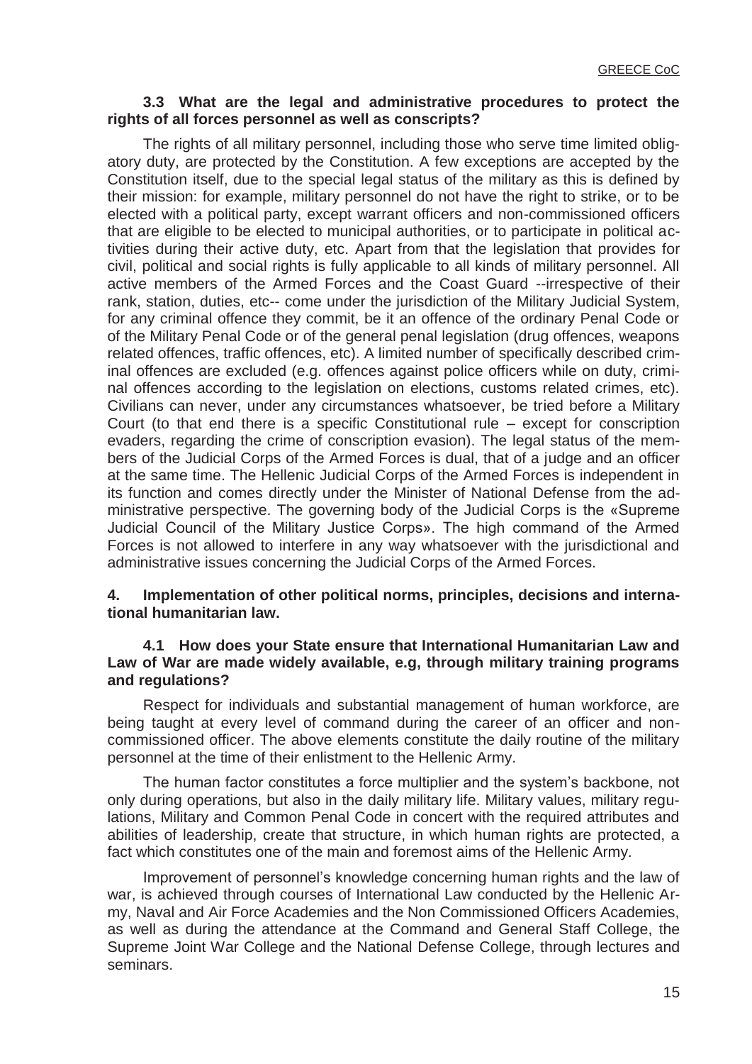### 3.3 What are the legal and administrative procedures to protect the rights of all forces personnel as well as conscripts?

The rights of all military personnel, including those who serve time limited obligatory duty, are protected by the Constitution. A few exceptions are accepted by the Constitution itself, due to the special legal status of the military as this is defined by their mission: for example, military personnel do not have the right to strike, or to be elected with a political party, except warrant officers and non-commissioned officers that are eligible to be elected to municipal authorities, or to participate in political activities during their active duty, etc. Apart from that the legislation that provides for civil, political and social rights is fully applicable to all kinds of military personnel. All active members of the Armed Forces and the Coast Guard --irrespective of their rank, station, duties, etc-- come under the jurisdiction of the Military Judicial System, for any criminal offence they commit, be it an offence of the ordinary Penal Code or of the Military Penal Code or of the general penal legislation (drug offences, weapons related offences, traffic offences, etc). A limited number of specifically described criminal offences are excluded (e.g. offences against police officers while on duty, criminal offences according to the legislation on elections, customs related crimes, etc). Civilians can never, under any circumstances whatsoever, be tried before a Military Court (to that end there is a specific Constitutional rule – except for conscription evaders, regarding the crime of conscription evasion). The legal status of the members of the Judicial Corps of the Armed Forces is dual, that of a judge and an officer at the same time. The Hellenic Judicial Corps of the Armed Forces is independent in its function and comes directly under the Minister of National Defense from the administrative perspective. The governing body of the Judicial Corps is the «Supreme Judicial Council of the Military Justice Corps». The high command of the Armed Forces is not allowed to interfere in any way whatsoever with the jurisdictional and administrative issues concerning the Judicial Corps of the Armed Forces.

## 4. Implementation of other political norms, principles, decisions and international humanitarian law.

### 4.1 How does your State ensure that International Humanitarian Law and Law of War are made widely available, e.g, through military training programs and regulations?

Respect for individuals and substantial management of human workforce, are being taught at every level of command during the career of an officer and non-commissioned officer. The above elements constitute the daily routine of the military personnel at the time of their enlistment to the Hellenic Army.

The human factor constitutes a force multiplier and the system's backbone, not only during operations, but also in the daily military life. Military values, military regulations, Military and Common Penal Code in concert with the required attributes and abilities of leadership, create that structure, in which human rights are protected, a fact which constitutes one of the main and foremost aims of the Hellenic Army.

Improvement of personnel's knowledge concerning human rights and the law of war, is achieved through courses of International Law conducted by the Hellenic Army, Naval and Air Force Academies and the Non Commissioned Officers Academies, as well as during the attendance at the Command and General Staff College, the Supreme Joint War College and the National Defense College, through lectures and seminars.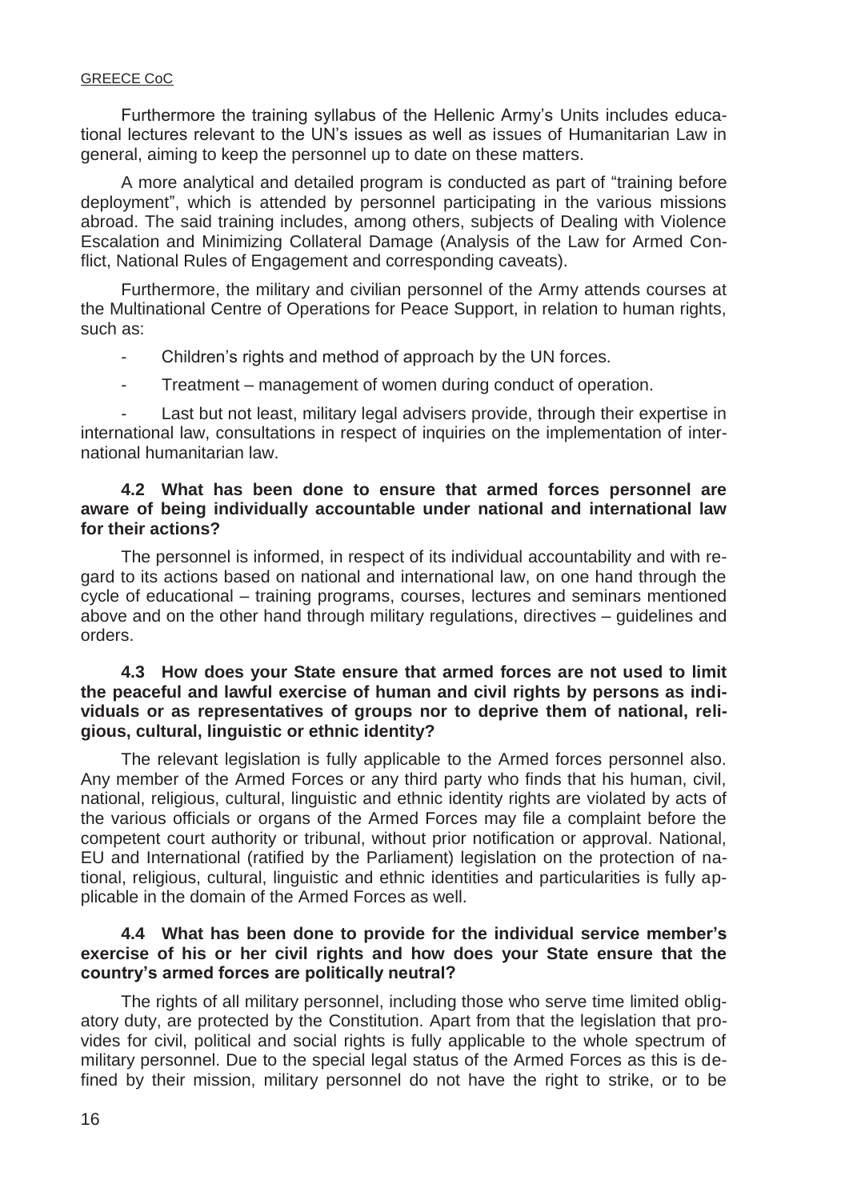Furthermore the training syllabus of the Hellenic Army's Units includes educational lectures relevant to the UN's issues as well as issues of Humanitarian Law in general, aiming to keep the personnel up to date on these matters.

A more analytical and detailed program is conducted as part of "training before deployment", which is attended by personnel participating in the various missions abroad. The said training includes, among others, subjects of Dealing with Violence Escalation and Minimizing Collateral Damage (Analysis of the Law for Armed Conflict, National Rules of Engagement and corresponding caveats).

Furthermore, the military and civilian personnel of the Army attends courses at the Multinational Centre of Operations for Peace Support, in relation to human rights, such as:

- Children's rights and method of approach by the UN forces.
- Treatment – management of women during conduct of operation.
- Last but not least, military legal advisers provide, through their expertise in international law, consultations in respect of inquiries on the implementation of international humanitarian law.

#### 4.2 What has been done to ensure that armed forces personnel are aware of being individually accountable under national and international law for their actions?

The personnel is informed, in respect of its individual accountability and with regard to its actions based on national and international law, on one hand through the cycle of educational – training programs, courses, lectures and seminars mentioned above and on the other hand through military regulations, directives – guidelines and orders.

#### 4.3 How does your State ensure that armed forces are not used to limit the peaceful and lawful exercise of human and civil rights by persons as individuals or as representatives of groups nor to deprive them of national, religious, cultural, linguistic or ethnic identity?

The relevant legislation is fully applicable to the Armed forces personnel also. Any member of the Armed Forces or any third party who finds that his human, civil, national, religious, cultural, linguistic and ethnic identity rights are violated by acts of the various officials or organs of the Armed Forces may file a complaint before the competent court authority or tribunal, without prior notification or approval. National, EU and International (ratified by the Parliament) legislation on the protection of national, religious, cultural, linguistic and ethnic identities and particularities is fully applicable in the domain of the Armed Forces as well.

#### 4.4 What has been done to provide for the individual service member's exercise of his or her civil rights and how does your State ensure that the country's armed forces are politically neutral?

The rights of all military personnel, including those who serve time limited obligatory duty, are protected by the Constitution. Apart from that the legislation that provides for civil, political and social rights is fully applicable to the whole spectrum of military personnel. Due to the special legal status of the Armed Forces as this is defined by their mission, military personnel do not have the right to strike, or to be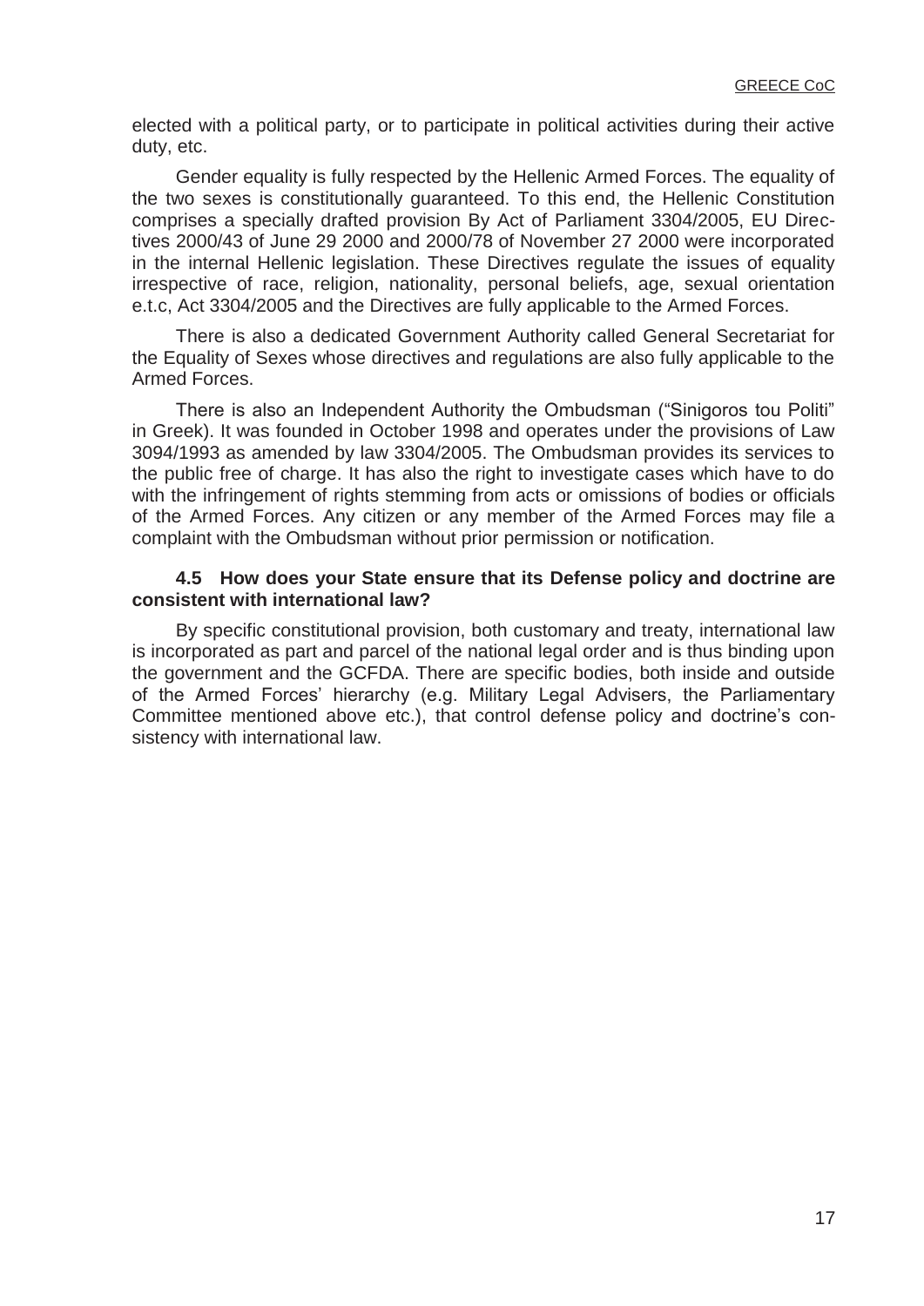elected with a political party, or to participate in political activities during their active duty, etc.

Gender equality is fully respected by the Hellenic Armed Forces. The equality of the two sexes is constitutionally guaranteed. To this end, the Hellenic Constitution comprises a specially drafted provision By Act of Parliament 3304/2005, EU Directives 2000/43 of June 29 2000 and 2000/78 of November 27 2000 were incorporated in the internal Hellenic legislation. These Directives regulate the issues of equality irrespective of race, religion, nationality, personal beliefs, age, sexual orientation e.t.c, Act 3304/2005 and the Directives are fully applicable to the Armed Forces.

There is also a dedicated Government Authority called General Secretariat for the Equality of Sexes whose directives and regulations are also fully applicable to the Armed Forces.

There is also an Independent Authority the Ombudsman ("Sinigoros tou Politi" in Greek). It was founded in October 1998 and operates under the provisions of Law 3094/1993 as amended by law 3304/2005. The Ombudsman provides its services to the public free of charge. It has also the right to investigate cases which have to do with the infringement of rights stemming from acts or omissions of bodies or officials of the Armed Forces. Any citizen or any member of the Armed Forces may file a complaint with the Ombudsman without prior permission or notification.

#### 4.5 How does your State ensure that its Defense policy and doctrine are consistent with international law?

By specific constitutional provision, both customary and treaty, international law is incorporated as part and parcel of the national legal order and is thus binding upon the government and the GCFDA. There are specific bodies, both inside and outside of the Armed Forces' hierarchy (e.g. Military Legal Advisers, the Parliamentary Committee mentioned above etc.), that control defense policy and doctrine's consistency with international law.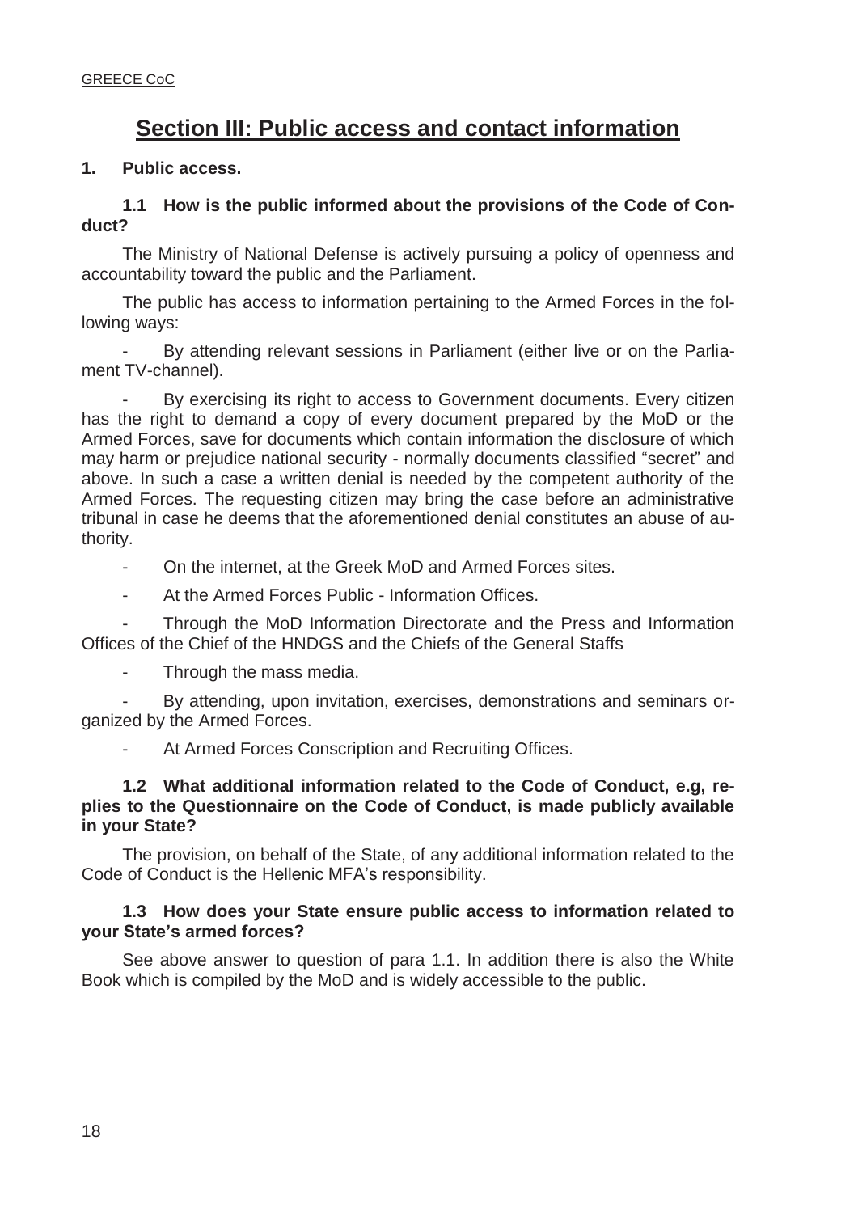# Section III: Public access and contact information

## 1. Public access.

### 1.1 How is the public informed about the provisions of the Code of Conduct?

The Ministry of National Defense is actively pursuing a policy of openness and accountability toward the public and the Parliament.

The public has access to information pertaining to the Armed Forces in the following ways:

- By attending relevant sessions in Parliament (either live or on the Parliament TV-channel).
- By exercising its right to access to Government documents. Every citizen has the right to demand a copy of every document prepared by the MoD or the Armed Forces, save for documents which contain information the disclosure of which may harm or prejudice national security - normally documents classified "secret" and above. In such a case a written denial is needed by the competent authority of the Armed Forces. The requesting citizen may bring the case before an administrative tribunal in case he deems that the aforementioned denial constitutes an abuse of authority.
- On the internet, at the Greek MoD and Armed Forces sites.
- At the Armed Forces Public - Information Offices.
- Through the MoD Information Directorate and the Press and Information Offices of the Chief of the HNDGS and the Chiefs of the General Staffs
- Through the mass media.
- By attending, upon invitation, exercises, demonstrations and seminars organized by the Armed Forces.
- At Armed Forces Conscription and Recruiting Offices.

### 1.2 What additional information related to the Code of Conduct, e.g, replies to the Questionnaire on the Code of Conduct, is made publicly available in your State?

The provision, on behalf of the State, of any additional information related to the Code of Conduct is the Hellenic MFA's responsibility.

### 1.3 How does your State ensure public access to information related to your State's armed forces?

See above answer to question of para 1.1. In addition there is also the White Book which is compiled by the MoD and is widely accessible to the public.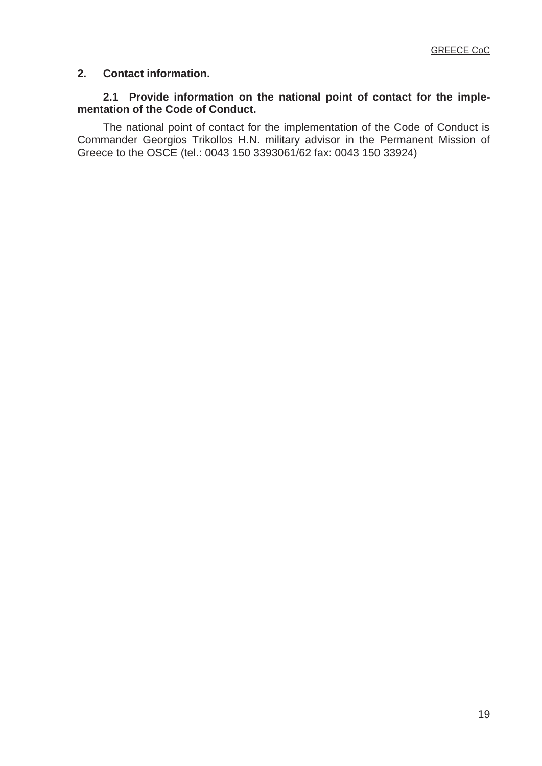## 2. Contact information.

### 2.1 Provide information on the national point of contact for the implementation of the Code of Conduct.

The national point of contact for the implementation of the Code of Conduct is Commander Georgios Trikollos H.N. military advisor in the Permanent Mission of Greece to the OSCE (tel.: 0043 150 3393061/62 fax: 0043 150 33924)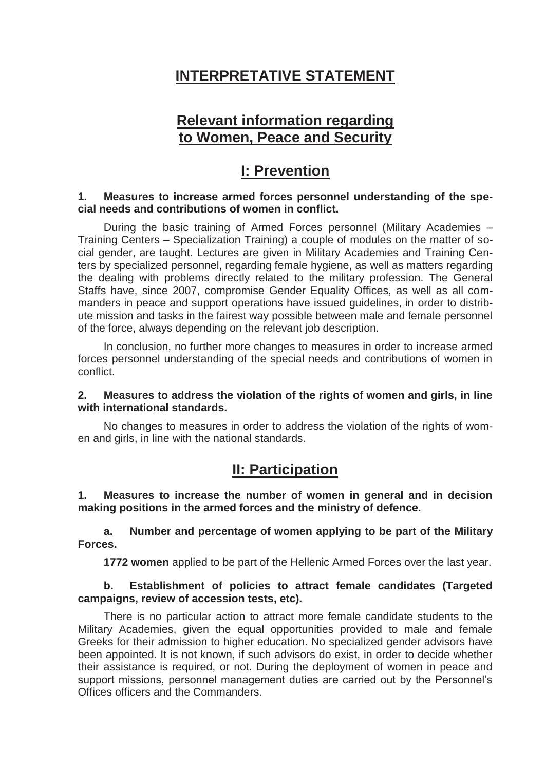# INTERPRETATIVE STATEMENT

## Relevant information regarding to Women, Peace and Security

## I: Prevention

**1. Measures to increase armed forces personnel understanding of the special needs and contributions of women in conflict.**

During the basic training of Armed Forces personnel (Military Academies – Training Centers – Specialization Training) a couple of modules on the matter of social gender, are taught. Lectures are given in Military Academies and Training Centers by specialized personnel, regarding female hygiene, as well as matters regarding the dealing with problems directly related to the military profession. The General Staffs have, since 2007, compromise Gender Equality Offices, as well as all commanders in peace and support operations have issued guidelines, in order to distribute mission and tasks in the fairest way possible between male and female personnel of the force, always depending on the relevant job description.

In conclusion, no further more changes to measures in order to increase armed forces personnel understanding of the special needs and contributions of women in conflict.

**2. Measures to address the violation of the rights of women and girls, in line with international standards.**

No changes to measures in order to address the violation of the rights of women and girls, in line with the national standards.

## II: Participation

**1. Measures to increase the number of women in general and in decision making positions in the armed forces and the ministry of defence.**

**a. Number and percentage of women applying to be part of the Military Forces.**

**1772 women** applied to be part of the Hellenic Armed Forces over the last year.

**b. Establishment of policies to attract female candidates (Targeted campaigns, review of accession tests, etc).**

There is no particular action to attract more female candidate students to the Military Academies, given the equal opportunities provided to male and female Greeks for their admission to higher education. No specialized gender advisors have been appointed. It is not known, if such advisors do exist, in order to decide whether their assistance is required, or not. During the deployment of women in peace and support missions, personnel management duties are carried out by the Personnel's Offices officers and the Commanders.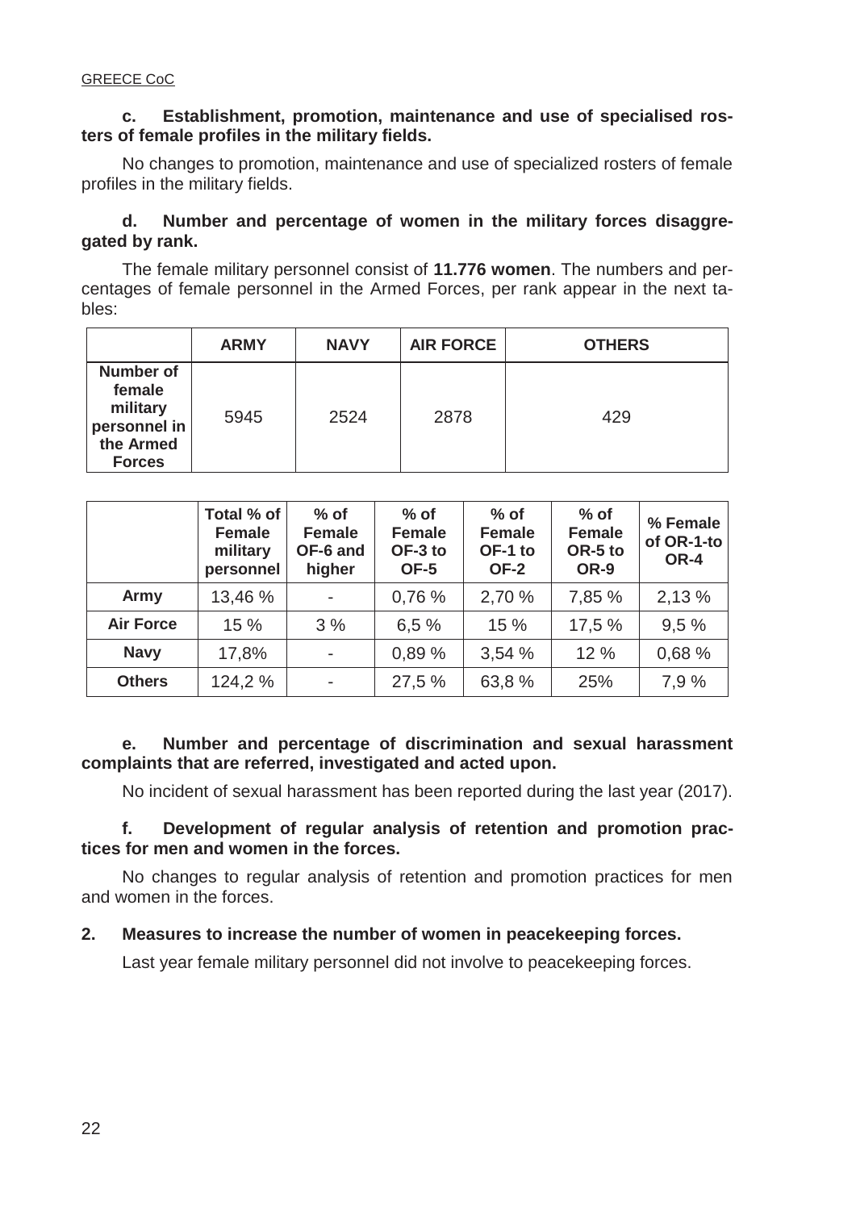**c. Establishment, promotion, maintenance and use of specialised rosters of female profiles in the military fields.**

No changes to promotion, maintenance and use of specialized rosters of female profiles in the military fields.

**d. Number and percentage of women in the military forces disaggregated by rank.**

The female military personnel consist of **11.776 women**. The numbers and percentages of female personnel in the Armed Forces, per rank appear in the next tables:

| | ARMY | NAVY | AIR FORCE | OTHERS |
|---|---|---|---|---|
| **Number of female military personnel in the Armed Forces** | 5945 | 2524 | 2878 | 429 |

| | Total % of Female military personnel | % of Female OF-6 and higher | % of Female OF-3 to OF-5 | % of Female OF-1 to OF-2 | % of Female OR-5 to OR-9 | % Female of OR-1-to OR-4 |
|---|---|---|---|---|---|---|
| **Army** | 13,46 % | - | 0,76 % | 2,70 % | 7,85 % | 2,13 % |
| **Air Force** | 15 % | 3 % | 6,5 % | 15 % | 17,5 % | 9,5 % |
| **Navy** | 17,8% | - | 0,89 % | 3,54 % | 12 % | 0,68 % |
| **Others** | 124,2 % | - | 27,5 % | 63,8 % | 25% | 7,9 % |

**e. Number and percentage of discrimination and sexual harassment complaints that are referred, investigated and acted upon.**

No incident of sexual harassment has been reported during the last year (2017).

**f. Development of regular analysis of retention and promotion practices for men and women in the forces.**

No changes to regular analysis of retention and promotion practices for men and women in the forces.

**2. Measures to increase the number of women in peacekeeping forces.**

Last year female military personnel did not involve to peacekeeping forces.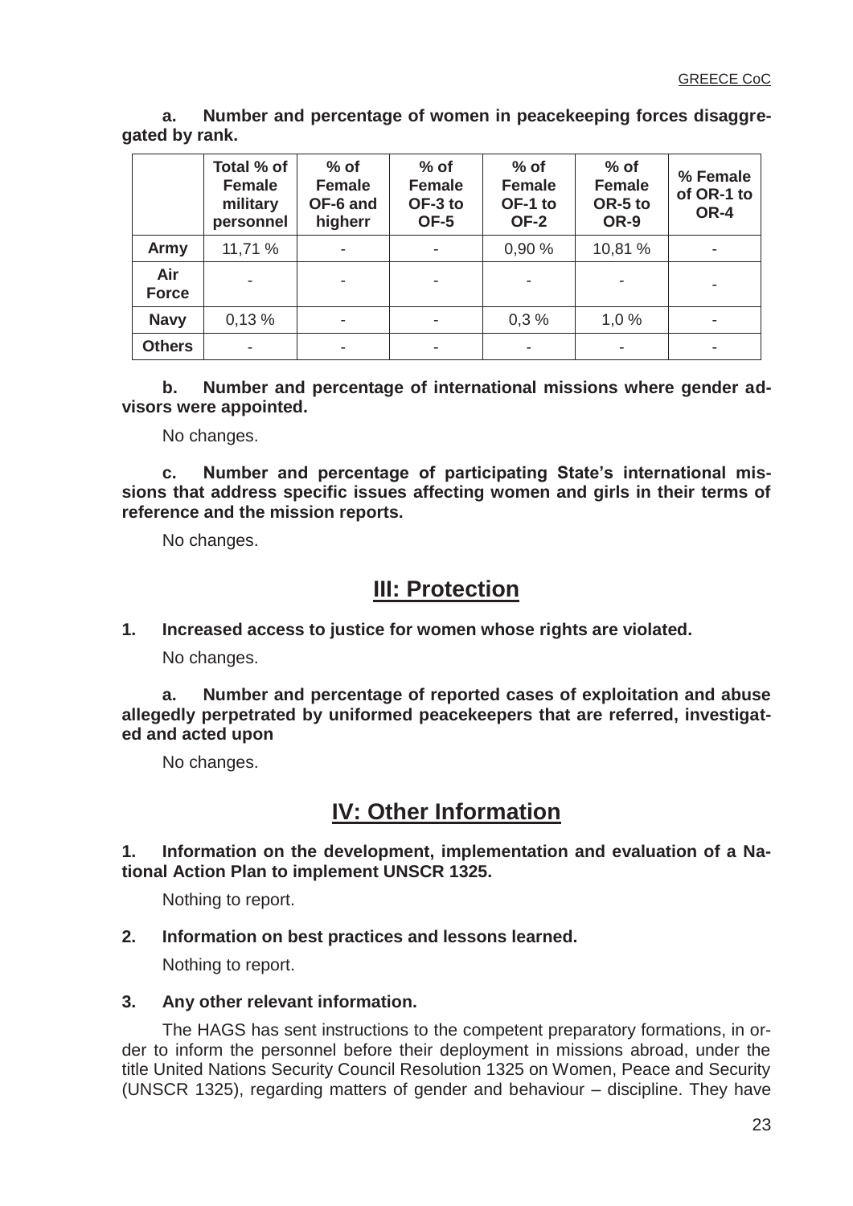**a. Number and percentage of women in peacekeeping forces disaggregated by rank.**

| | Total % of Female military personnel | % of Female OF-6 and higherr | % of Female OF-3 to OF-5 | % of Female OF-1 to OF-2 | % of Female OR-5 to OR-9 | % Female of OR-1 to OR-4 |
|---|---|---|---|---|---|---|
| **Army** | 11,71 % | - | - | 0,90 % | 10,81 % | - |
| **Air Force** | - | - | - | - | - | - |
| **Navy** | 0,13 % | - | - | 0,3 % | 1,0 % | - |
| **Others** | - | - | - | - | - | - |

**b. Number and percentage of international missions where gender advisors were appointed.**

No changes.

**c. Number and percentage of participating State's international missions that address specific issues affecting women and girls in their terms of reference and the mission reports.**

No changes.

## III: Protection

**1. Increased access to justice for women whose rights are violated.**

No changes.

**a. Number and percentage of reported cases of exploitation and abuse allegedly perpetrated by uniformed peacekeepers that are referred, investigated and acted upon**

No changes.

## IV: Other Information

**1. Information on the development, implementation and evaluation of a National Action Plan to implement UNSCR 1325.**

Nothing to report.

**2. Information on best practices and lessons learned.**

Nothing to report.

**3. Any other relevant information.**

The HAGS has sent instructions to the competent preparatory formations, in order to inform the personnel before their deployment in missions abroad, under the title United Nations Security Council Resolution 1325 on Women, Peace and Security (UNSCR 1325), regarding matters of gender and behaviour – discipline. They have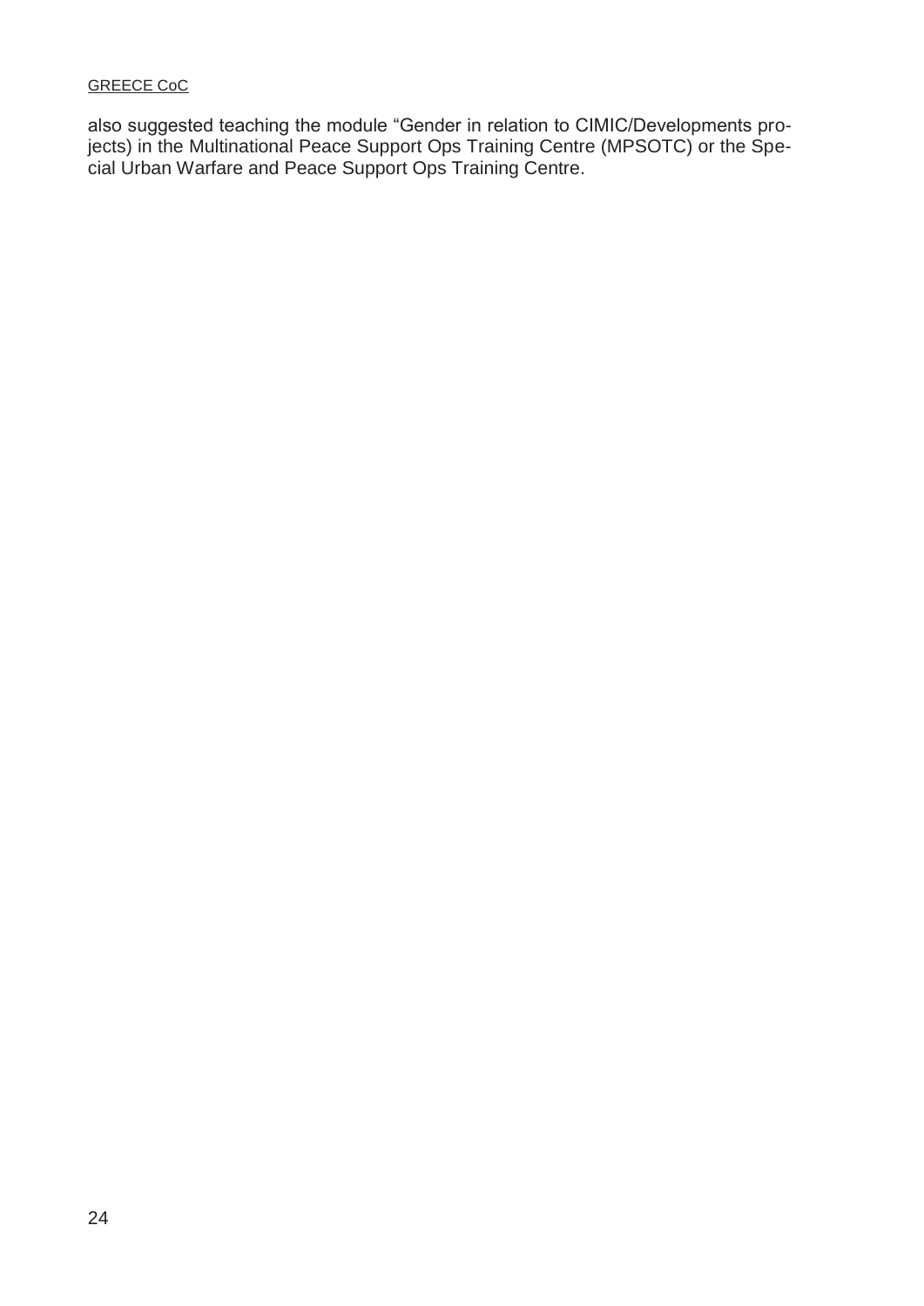also suggested teaching the module "Gender in relation to CIMIC/Developments projects) in the Multinational Peace Support Ops Training Centre (MPSOTC) or the Special Urban Warfare and Peace Support Ops Training Centre.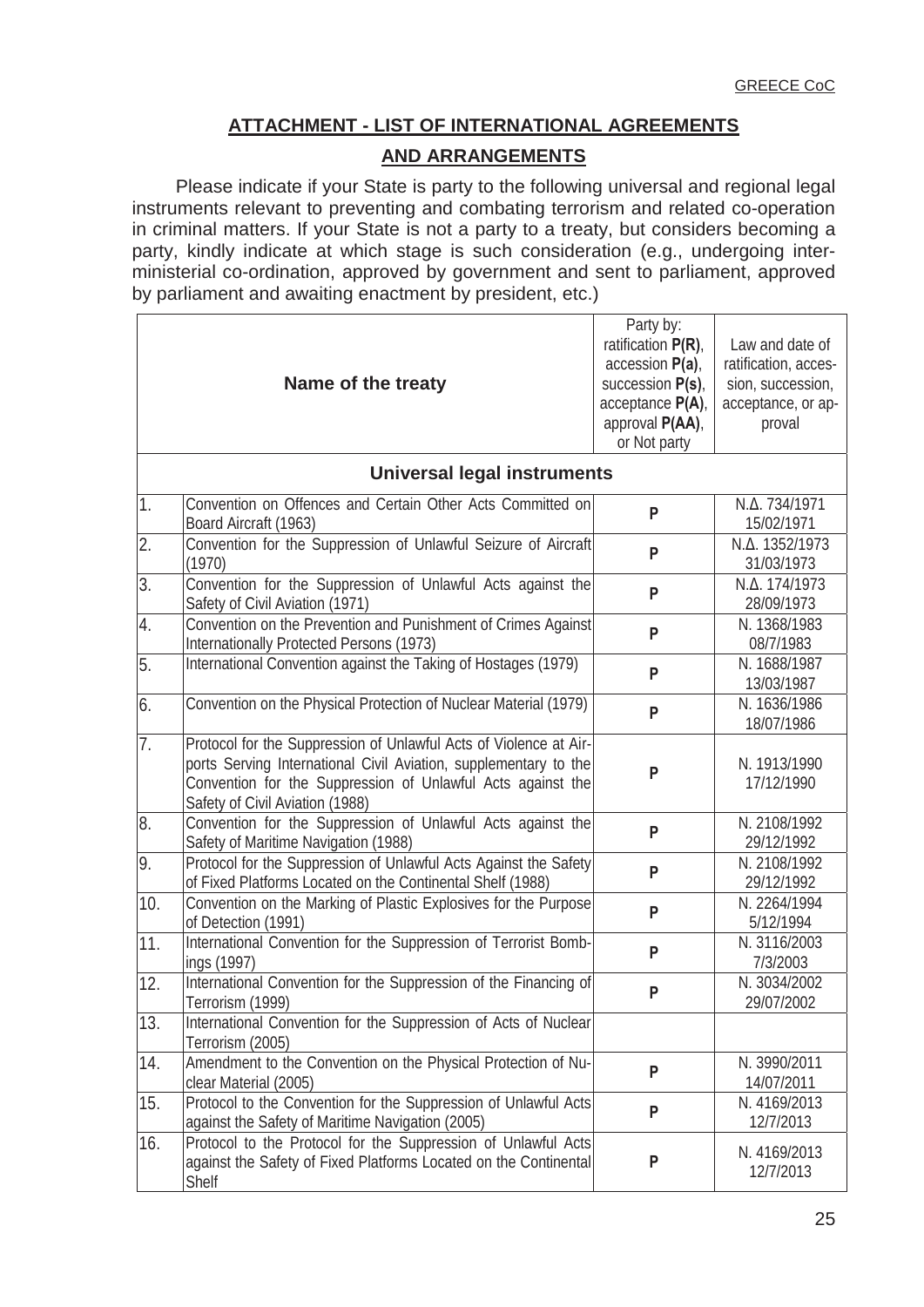## ATTACHMENT - LIST OF INTERNATIONAL AGREEMENTS AND ARRANGEMENTS

Please indicate if your State is party to the following universal and regional legal instruments relevant to preventing and combating terrorism and related co-operation in criminal matters. If your State is not a party to a treaty, but considers becoming a party, kindly indicate at which stage is such consideration (e.g., undergoing inter-ministerial co-ordination, approved by government and sent to parliament, approved by parliament and awaiting enactment by president, etc.)

| | Name of the treaty | Party by: ratification **P(R)**, accession **P(a)**, succession **P(s)**, acceptance **P(A)**, approval **P(AA)**, or Not party | Law and date of ratification, accession, succession, acceptance, or approval |
|---|---|---|---|
| | **Universal legal instruments** | | |
| 1. | Convention on Offences and Certain Other Acts Committed on Board Aircraft (1963) | P | N.Δ. 734/1971 15/02/1971 |
| 2. | Convention for the Suppression of Unlawful Seizure of Aircraft (1970) | P | N.Δ. 1352/1973 31/03/1973 |
| 3. | Convention for the Suppression of Unlawful Acts against the Safety of Civil Aviation (1971) | P | N.Δ. 174/1973 28/09/1973 |
| 4. | Convention on the Prevention and Punishment of Crimes Against Internationally Protected Persons (1973) | P | N. 1368/1983 08/7/1983 |
| 5. | International Convention against the Taking of Hostages (1979) | P | N. 1688/1987 13/03/1987 |
| 6. | Convention on the Physical Protection of Nuclear Material (1979) | P | N. 1636/1986 18/07/1986 |
| 7. | Protocol for the Suppression of Unlawful Acts of Violence at Airports Serving International Civil Aviation, supplementary to the Convention for the Suppression of Unlawful Acts against the Safety of Civil Aviation (1988) | P | N. 1913/1990 17/12/1990 |
| 8. | Convention for the Suppression of Unlawful Acts against the Safety of Maritime Navigation (1988) | P | N. 2108/1992 29/12/1992 |
| 9. | Protocol for the Suppression of Unlawful Acts Against the Safety of Fixed Platforms Located on the Continental Shelf (1988) | P | N. 2108/1992 29/12/1992 |
| 10. | Convention on the Marking of Plastic Explosives for the Purpose of Detection (1991) | P | N. 2264/1994 5/12/1994 |
| 11. | International Convention for the Suppression of Terrorist Bombings (1997) | P | N. 3116/2003 7/3/2003 |
| 12. | International Convention for the Suppression of the Financing of Terrorism (1999) | P | N. 3034/2002 29/07/2002 |
| 13. | International Convention for the Suppression of Acts of Nuclear Terrorism (2005) | | |
| 14. | Amendment to the Convention on the Physical Protection of Nuclear Material (2005) | P | N. 3990/2011 14/07/2011 |
| 15. | Protocol to the Convention for the Suppression of Unlawful Acts against the Safety of Maritime Navigation (2005) | P | N. 4169/2013 12/7/2013 |
| 16. | Protocol to the Protocol for the Suppression of Unlawful Acts against the Safety of Fixed Platforms Located on the Continental Shelf | P | N. 4169/2013 12/7/2013 |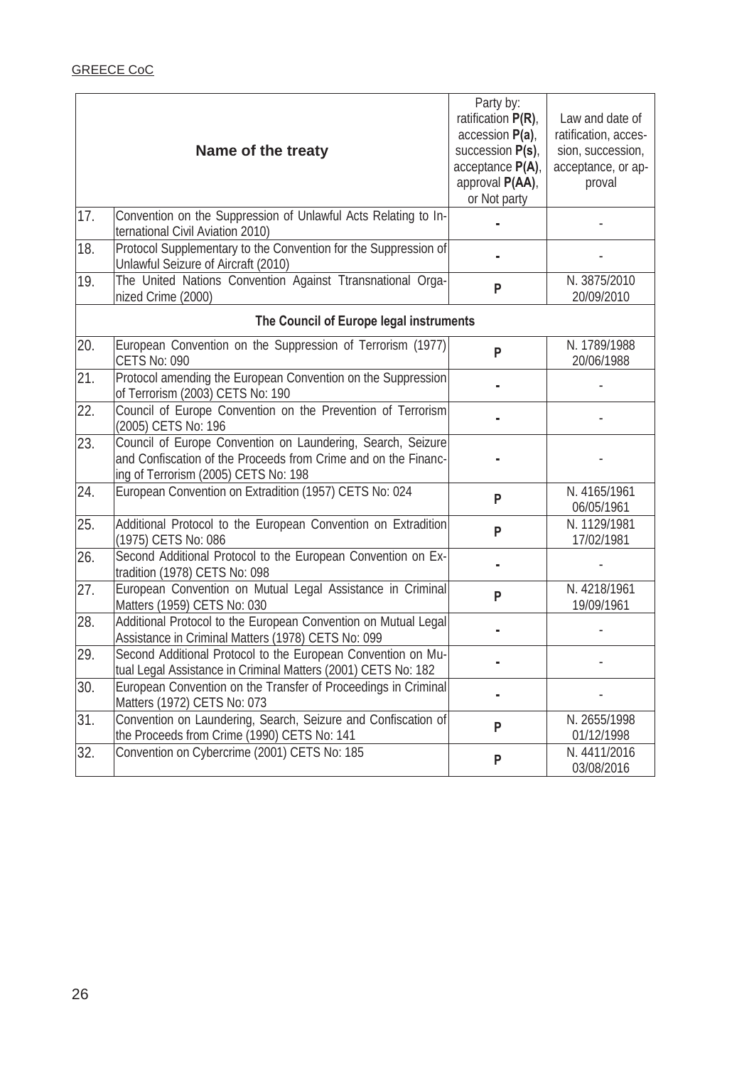| | Name of the treaty | Party by: ratification **P(R)**, accession **P(a)**, succession **P(s)**, acceptance **P(A)**, approval **P(AA)**, or Not party | Law and date of ratification, accession, succession, acceptance, or approval |
|---|---|---|---|
| 17. | Convention on the Suppression of Unlawful Acts Relating to International Civil Aviation 2010) | **-** | - |
| 18. | Protocol Supplementary to the Convention for the Suppression of Unlawful Seizure of Aircraft (2010) | **-** | - |
| 19. | The United Nations Convention Against Ttransnational Organized Crime (2000) | **P** | N. 3875/2010 20/09/2010 |
| | **The Council of Europe legal instruments** | | |
| 20. | European Convention on the Suppression of Terrorism (1977) CETS No: 090 | **P** | N. 1789/1988 20/06/1988 |
| 21. | Protocol amending the European Convention on the Suppression of Terrorism (2003) CETS No: 190 | **-** | - |
| 22. | Council of Europe Convention on the Prevention of Terrorism (2005) CETS No: 196 | **-** | - |
| 23. | Council of Europe Convention on Laundering, Search, Seizure and Confiscation of the Proceeds from Crime and on the Financing of Terrorism (2005) CETS No: 198 | **-** | - |
| 24. | European Convention on Extradition (1957) CETS No: 024 | **P** | N. 4165/1961 06/05/1961 |
| 25. | Additional Protocol to the European Convention on Extradition (1975) CETS No: 086 | **P** | N. 1129/1981 17/02/1981 |
| 26. | Second Additional Protocol to the European Convention on Extradition (1978) CETS No: 098 | **-** | - |
| 27. | European Convention on Mutual Legal Assistance in Criminal Matters (1959) CETS No: 030 | **P** | N. 4218/1961 19/09/1961 |
| 28. | Additional Protocol to the European Convention on Mutual Legal Assistance in Criminal Matters (1978) CETS No: 099 | **-** | - |
| 29. | Second Additional Protocol to the European Convention on Mutual Legal Assistance in Criminal Matters (2001) CETS No: 182 | **-** | - |
| 30. | European Convention on the Transfer of Proceedings in Criminal Matters (1972) CETS No: 073 | **-** | - |
| 31. | Convention on Laundering, Search, Seizure and Confiscation of the Proceeds from Crime (1990) CETS No: 141 | **P** | N. 2655/1998 01/12/1998 |
| 32. | Convention on Cybercrime (2001) CETS No: 185 | **P** | N. 4411/2016 03/08/2016 |